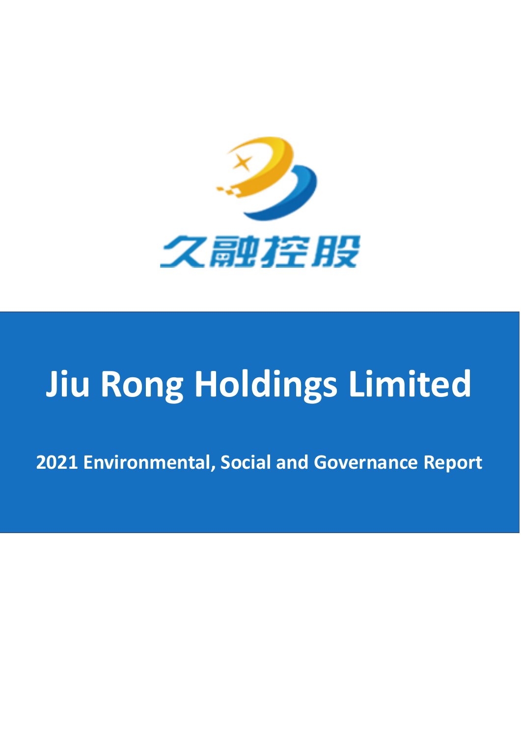久融控股

# Jiu Rong Holdings Limited

## 2021 Environmental, Social and Governance Report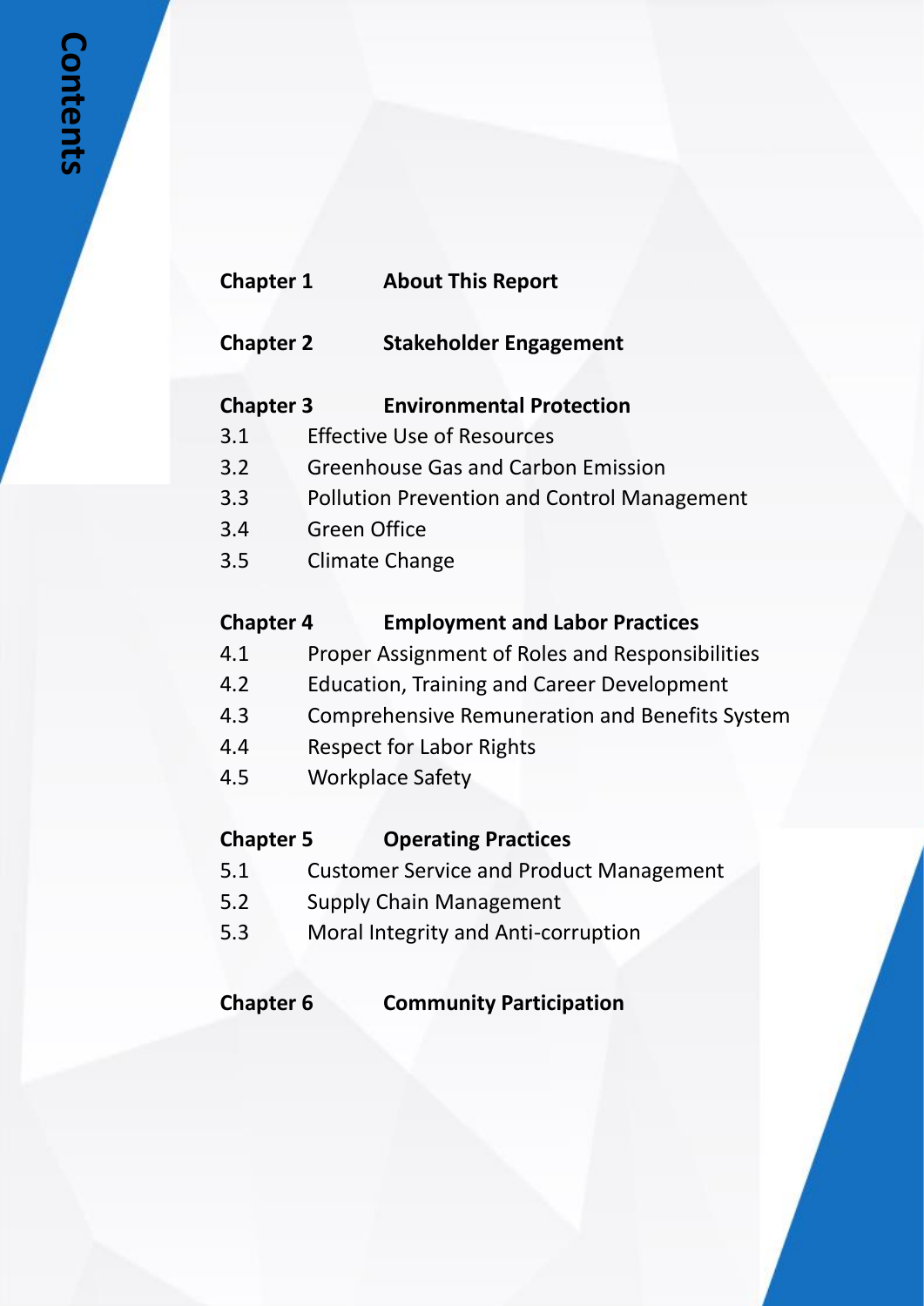# Contents

**Chapter 1** **About This Report**

**Chapter 2** **Stakeholder Engagement**

**Chapter 3** **Environmental Protection**

3.1 Effective Use of Resources

3.2 Greenhouse Gas and Carbon Emission

3.3 Pollution Prevention and Control Management

3.4 Green Office

3.5 Climate Change

**Chapter 4** **Employment and Labor Practices**

4.1 Proper Assignment of Roles and Responsibilities

4.2 Education, Training and Career Development

4.3 Comprehensive Remuneration and Benefits System

4.4 Respect for Labor Rights

4.5 Workplace Safety

**Chapter 5** **Operating Practices**

5.1 Customer Service and Product Management

5.2 Supply Chain Management

5.3 Moral Integrity and Anti-corruption

**Chapter 6** **Community Participation**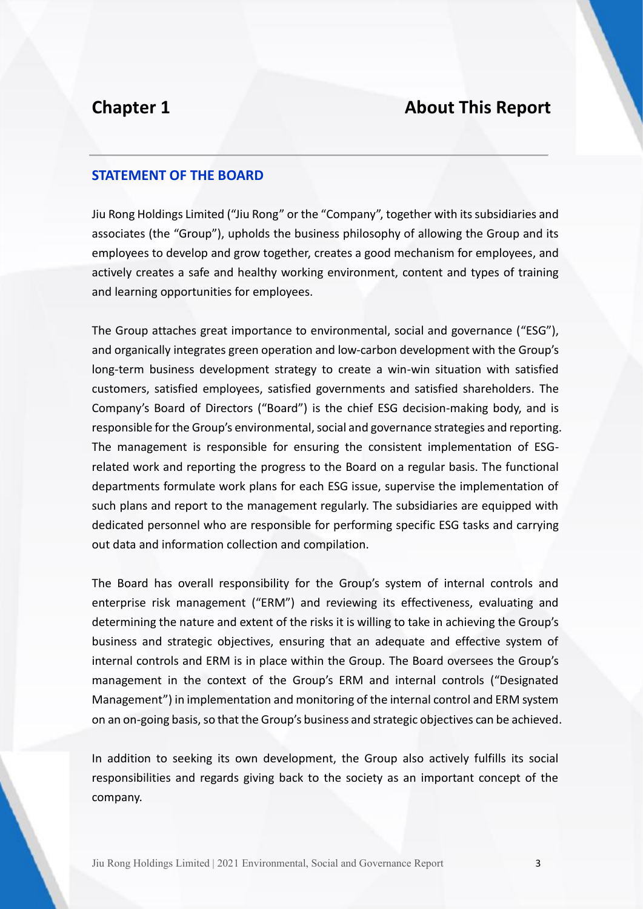# Chapter 1 About This Report

## STATEMENT OF THE BOARD

Jiu Rong Holdings Limited ("Jiu Rong" or the "Company", together with its subsidiaries and associates (the "Group"), upholds the business philosophy of allowing the Group and its employees to develop and grow together, creates a good mechanism for employees, and actively creates a safe and healthy working environment, content and types of training and learning opportunities for employees.

The Group attaches great importance to environmental, social and governance ("ESG"), and organically integrates green operation and low-carbon development with the Group's long-term business development strategy to create a win-win situation with satisfied customers, satisfied employees, satisfied governments and satisfied shareholders. The Company's Board of Directors ("Board") is the chief ESG decision-making body, and is responsible for the Group's environmental, social and governance strategies and reporting. The management is responsible for ensuring the consistent implementation of ESG-related work and reporting the progress to the Board on a regular basis. The functional departments formulate work plans for each ESG issue, supervise the implementation of such plans and report to the management regularly. The subsidiaries are equipped with dedicated personnel who are responsible for performing specific ESG tasks and carrying out data and information collection and compilation.

The Board has overall responsibility for the Group's system of internal controls and enterprise risk management ("ERM") and reviewing its effectiveness, evaluating and determining the nature and extent of the risks it is willing to take in achieving the Group's business and strategic objectives, ensuring that an adequate and effective system of internal controls and ERM is in place within the Group. The Board oversees the Group's management in the context of the Group's ERM and internal controls ("Designated Management") in implementation and monitoring of the internal control and ERM system on an on-going basis, so that the Group's business and strategic objectives can be achieved.

In addition to seeking its own development, the Group also actively fulfills its social responsibilities and regards giving back to the society as an important concept of the company.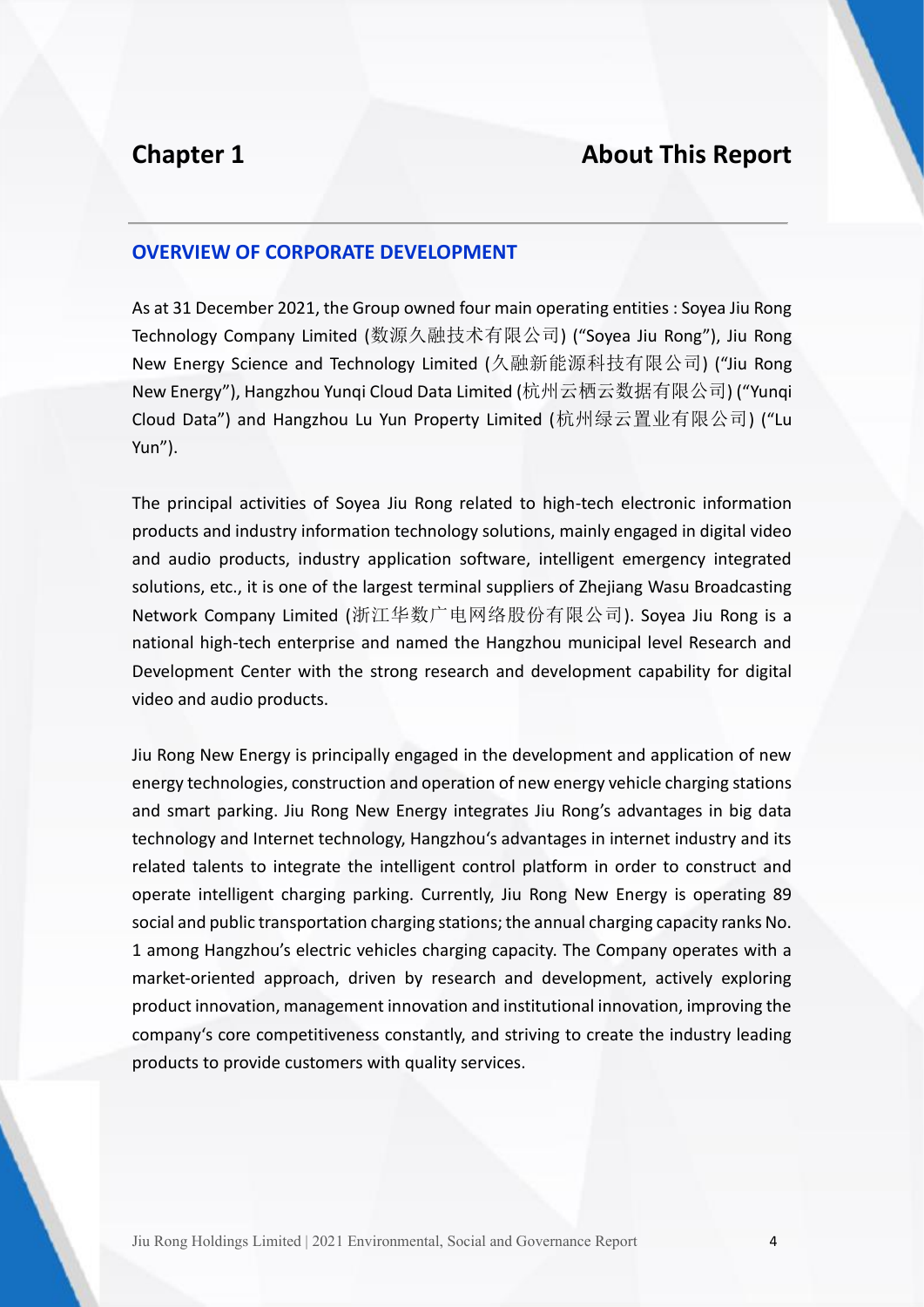# Chapter 1 About This Report

## OVERVIEW OF CORPORATE DEVELOPMENT

As at 31 December 2021, the Group owned four main operating entities : Soyea Jiu Rong Technology Company Limited (数源久融技术有限公司) ("Soyea Jiu Rong"), Jiu Rong New Energy Science and Technology Limited (久融新能源科技有限公司) ("Jiu Rong New Energy"), Hangzhou Yunqi Cloud Data Limited (杭州云栖云数据有限公司) ("Yunqi Cloud Data") and Hangzhou Lu Yun Property Limited (杭州绿云置业有限公司) ("Lu Yun").

The principal activities of Soyea Jiu Rong related to high-tech electronic information products and industry information technology solutions, mainly engaged in digital video and audio products, industry application software, intelligent emergency integrated solutions, etc., it is one of the largest terminal suppliers of Zhejiang Wasu Broadcasting Network Company Limited (浙江华数广电网络股份有限公司). Soyea Jiu Rong is a national high-tech enterprise and named the Hangzhou municipal level Research and Development Center with the strong research and development capability for digital video and audio products.

Jiu Rong New Energy is principally engaged in the development and application of new energy technologies, construction and operation of new energy vehicle charging stations and smart parking. Jiu Rong New Energy integrates Jiu Rong's advantages in big data technology and Internet technology, Hangzhou's advantages in internet industry and its related talents to integrate the intelligent control platform in order to construct and operate intelligent charging parking. Currently, Jiu Rong New Energy is operating 89 social and public transportation charging stations; the annual charging capacity ranks No. 1 among Hangzhou's electric vehicles charging capacity. The Company operates with a market-oriented approach, driven by research and development, actively exploring product innovation, management innovation and institutional innovation, improving the company's core competitiveness constantly, and striving to create the industry leading products to provide customers with quality services.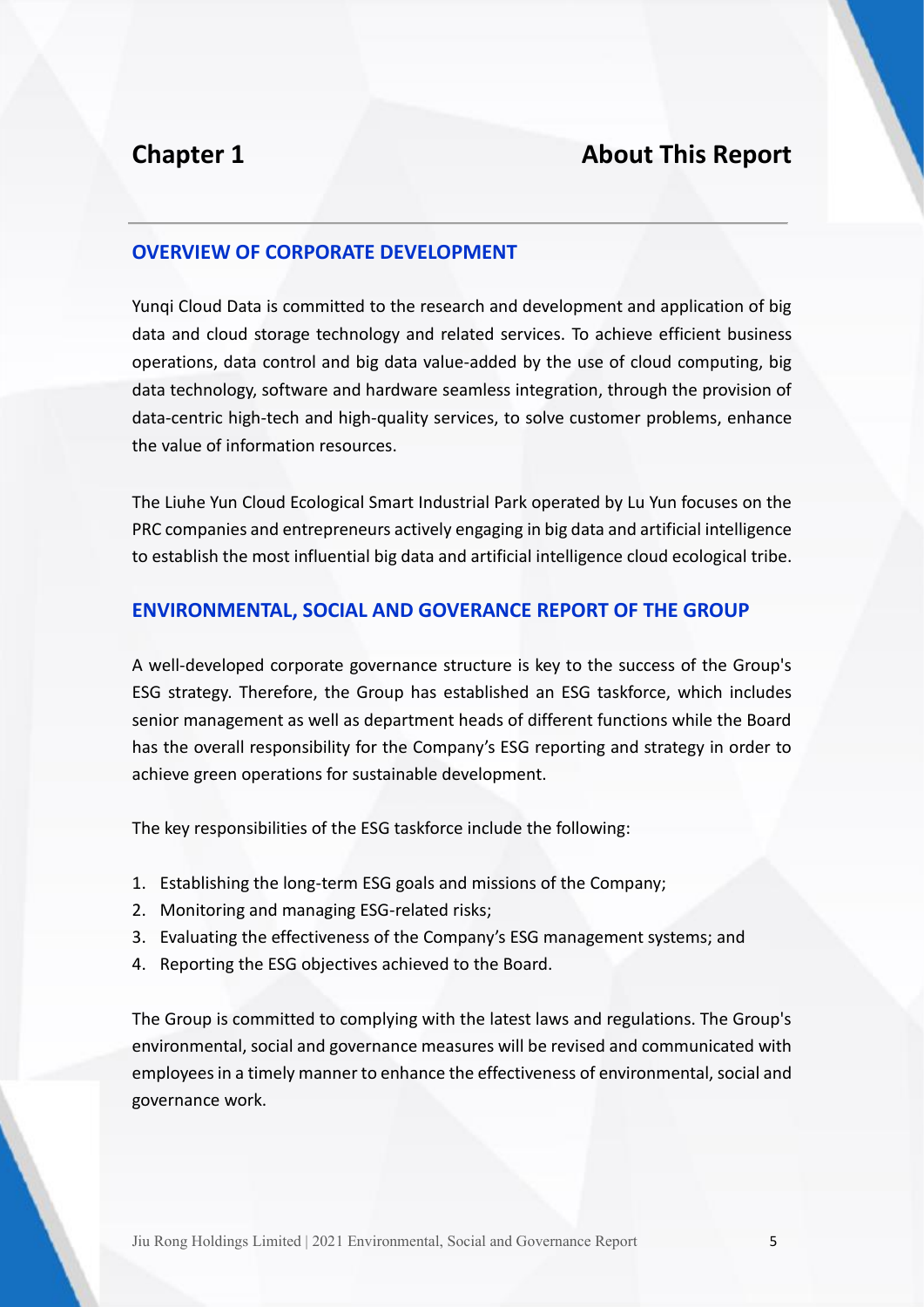# Chapter 1 About This Report

## OVERVIEW OF CORPORATE DEVELOPMENT

Yunqi Cloud Data is committed to the research and development and application of big data and cloud storage technology and related services. To achieve efficient business operations, data control and big data value-added by the use of cloud computing, big data technology, software and hardware seamless integration, through the provision of data-centric high-tech and high-quality services, to solve customer problems, enhance the value of information resources.

The Liuhe Yun Cloud Ecological Smart Industrial Park operated by Lu Yun focuses on the PRC companies and entrepreneurs actively engaging in big data and artificial intelligence to establish the most influential big data and artificial intelligence cloud ecological tribe.

## ENVIRONMENTAL, SOCIAL AND GOVERANCE REPORT OF THE GROUP

A well-developed corporate governance structure is key to the success of the Group's ESG strategy. Therefore, the Group has established an ESG taskforce, which includes senior management as well as department heads of different functions while the Board has the overall responsibility for the Company's ESG reporting and strategy in order to achieve green operations for sustainable development.

The key responsibilities of the ESG taskforce include the following:

1. Establishing the long-term ESG goals and missions of the Company;
2. Monitoring and managing ESG-related risks;
3. Evaluating the effectiveness of the Company's ESG management systems; and
4. Reporting the ESG objectives achieved to the Board.

The Group is committed to complying with the latest laws and regulations. The Group's environmental, social and governance measures will be revised and communicated with employees in a timely manner to enhance the effectiveness of environmental, social and governance work.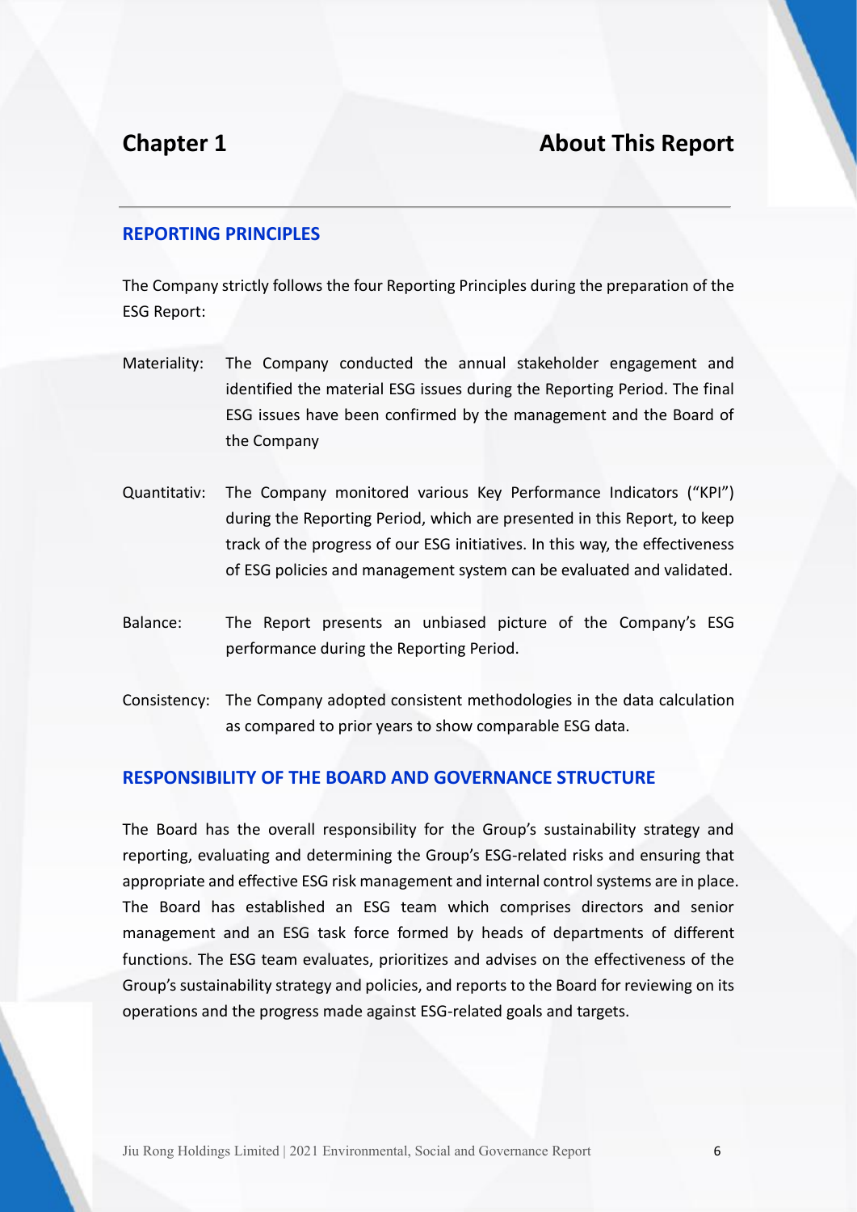# Chapter 1 About This Report

## REPORTING PRINCIPLES

The Company strictly follows the four Reporting Principles during the preparation of the ESG Report:

Materiality: The Company conducted the annual stakeholder engagement and identified the material ESG issues during the Reporting Period. The final ESG issues have been confirmed by the management and the Board of the Company

Quantitativ: The Company monitored various Key Performance Indicators ("KPI") during the Reporting Period, which are presented in this Report, to keep track of the progress of our ESG initiatives. In this way, the effectiveness of ESG policies and management system can be evaluated and validated.

Balance: The Report presents an unbiased picture of the Company's ESG performance during the Reporting Period.

Consistency: The Company adopted consistent methodologies in the data calculation as compared to prior years to show comparable ESG data.

## RESPONSIBILITY OF THE BOARD AND GOVERNANCE STRUCTURE

The Board has the overall responsibility for the Group's sustainability strategy and reporting, evaluating and determining the Group's ESG-related risks and ensuring that appropriate and effective ESG risk management and internal control systems are in place. The Board has established an ESG team which comprises directors and senior management and an ESG task force formed by heads of departments of different functions. The ESG team evaluates, prioritizes and advises on the effectiveness of the Group's sustainability strategy and policies, and reports to the Board for reviewing on its operations and the progress made against ESG-related goals and targets.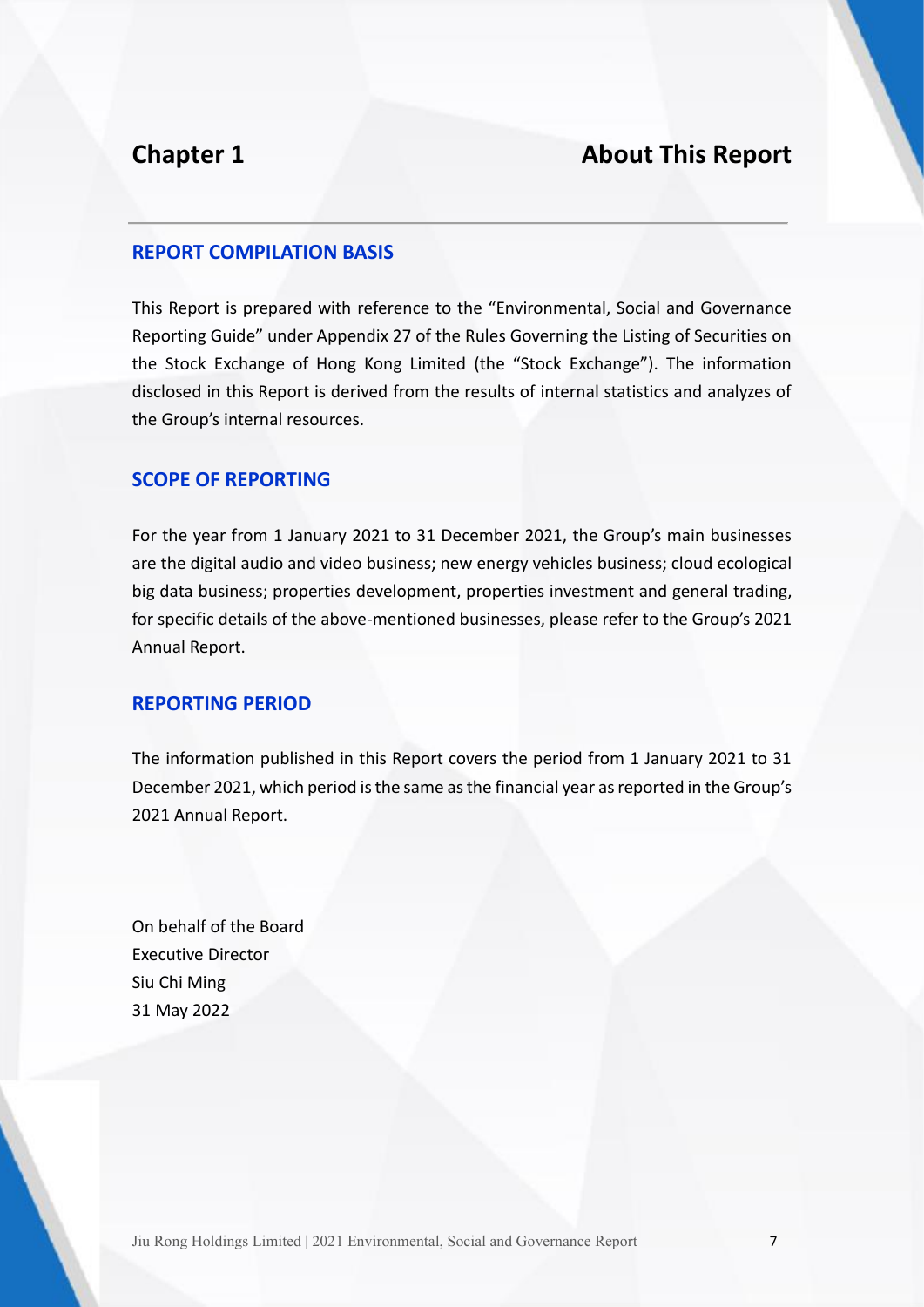# Chapter 1 About This Report

## REPORT COMPILATION BASIS

This Report is prepared with reference to the "Environmental, Social and Governance Reporting Guide" under Appendix 27 of the Rules Governing the Listing of Securities on the Stock Exchange of Hong Kong Limited (the "Stock Exchange"). The information disclosed in this Report is derived from the results of internal statistics and analyzes of the Group's internal resources.

## SCOPE OF REPORTING

For the year from 1 January 2021 to 31 December 2021, the Group's main businesses are the digital audio and video business; new energy vehicles business; cloud ecological big data business; properties development, properties investment and general trading, for specific details of the above-mentioned businesses, please refer to the Group's 2021 Annual Report.

## REPORTING PERIOD

The information published in this Report covers the period from 1 January 2021 to 31 December 2021, which period is the same as the financial year as reported in the Group's 2021 Annual Report.

On behalf of the Board
Executive Director
Siu Chi Ming
31 May 2022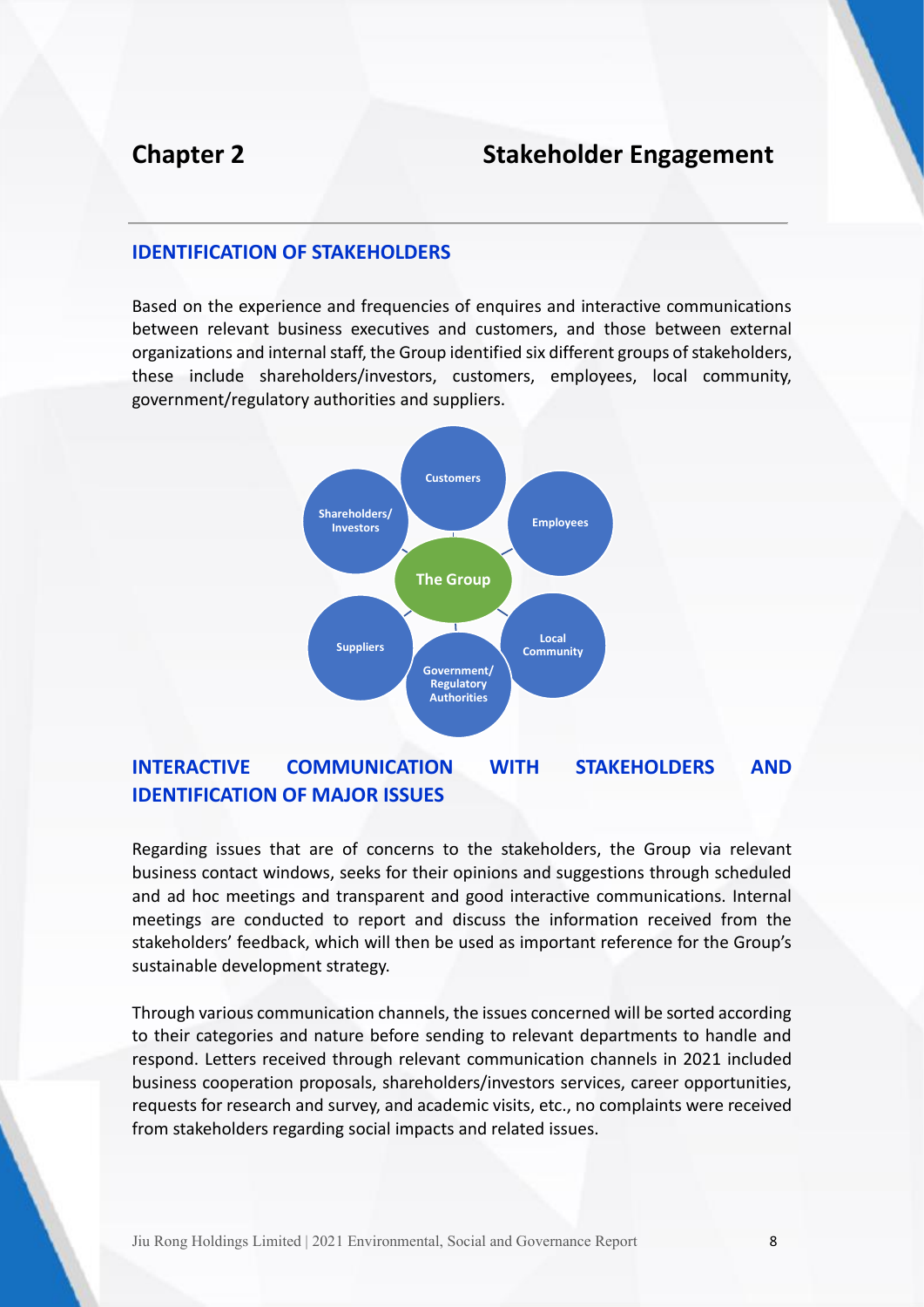# Chapter 2 Stakeholder Engagement

## IDENTIFICATION OF STAKEHOLDERS

Based on the experience and frequencies of enquires and interactive communications between relevant business executives and customers, and those between external organizations and internal staff, the Group identified six different groups of stakeholders, these include shareholders/investors, customers, employees, local community, government/regulatory authorities and suppliers.

The Group

Customers

Employees

Local Community

Government/ Regulatory Authorities

Suppliers

Shareholders/ Investors

## INTERACTIVE COMMUNICATION WITH STAKEHOLDERS AND IDENTIFICATION OF MAJOR ISSUES

Regarding issues that are of concerns to the stakeholders, the Group via relevant business contact windows, seeks for their opinions and suggestions through scheduled and ad hoc meetings and transparent and good interactive communications. Internal meetings are conducted to report and discuss the information received from the stakeholders' feedback, which will then be used as important reference for the Group's sustainable development strategy.

Through various communication channels, the issues concerned will be sorted according to their categories and nature before sending to relevant departments to handle and respond. Letters received through relevant communication channels in 2021 included business cooperation proposals, shareholders/investors services, career opportunities, requests for research and survey, and academic visits, etc., no complaints were received from stakeholders regarding social impacts and related issues.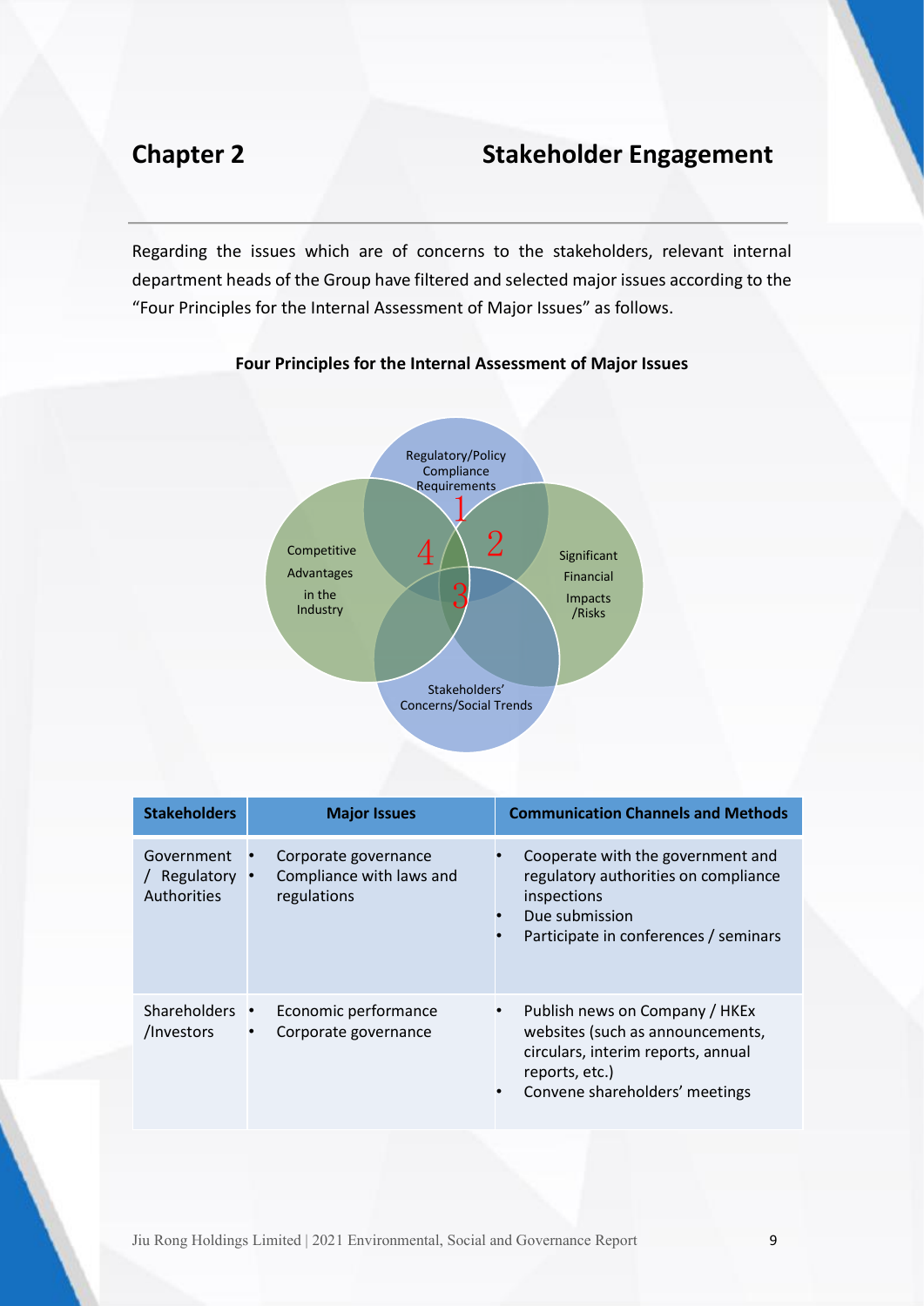## Chapter 2 Stakeholder Engagement

Regarding the issues which are of concerns to the stakeholders, relevant internal department heads of the Group have filtered and selected major issues according to the "Four Principles for the Internal Assessment of Major Issues" as follows.

**Four Principles for the Internal Assessment of Major Issues**

Regulatory/Policy Compliance Requirements

Significant Financial Impacts /Risks

Stakeholders' Concerns/Social Trends

Competitive Advantages in the Industry

| Stakeholders | Major Issues | Communication Channels and Methods |
|---|---|---|
| Government / Regulatory Authorities | • Corporate governance<br>• Compliance with laws and regulations | • Cooperate with the government and regulatory authorities on compliance inspections<br>• Due submission<br>• Participate in conferences / seminars |
| Shareholders /Investors | • Economic performance<br>• Corporate governance | • Publish news on Company / HKEx websites (such as announcements, circulars, interim reports, annual reports, etc.)<br>• Convene shareholders' meetings |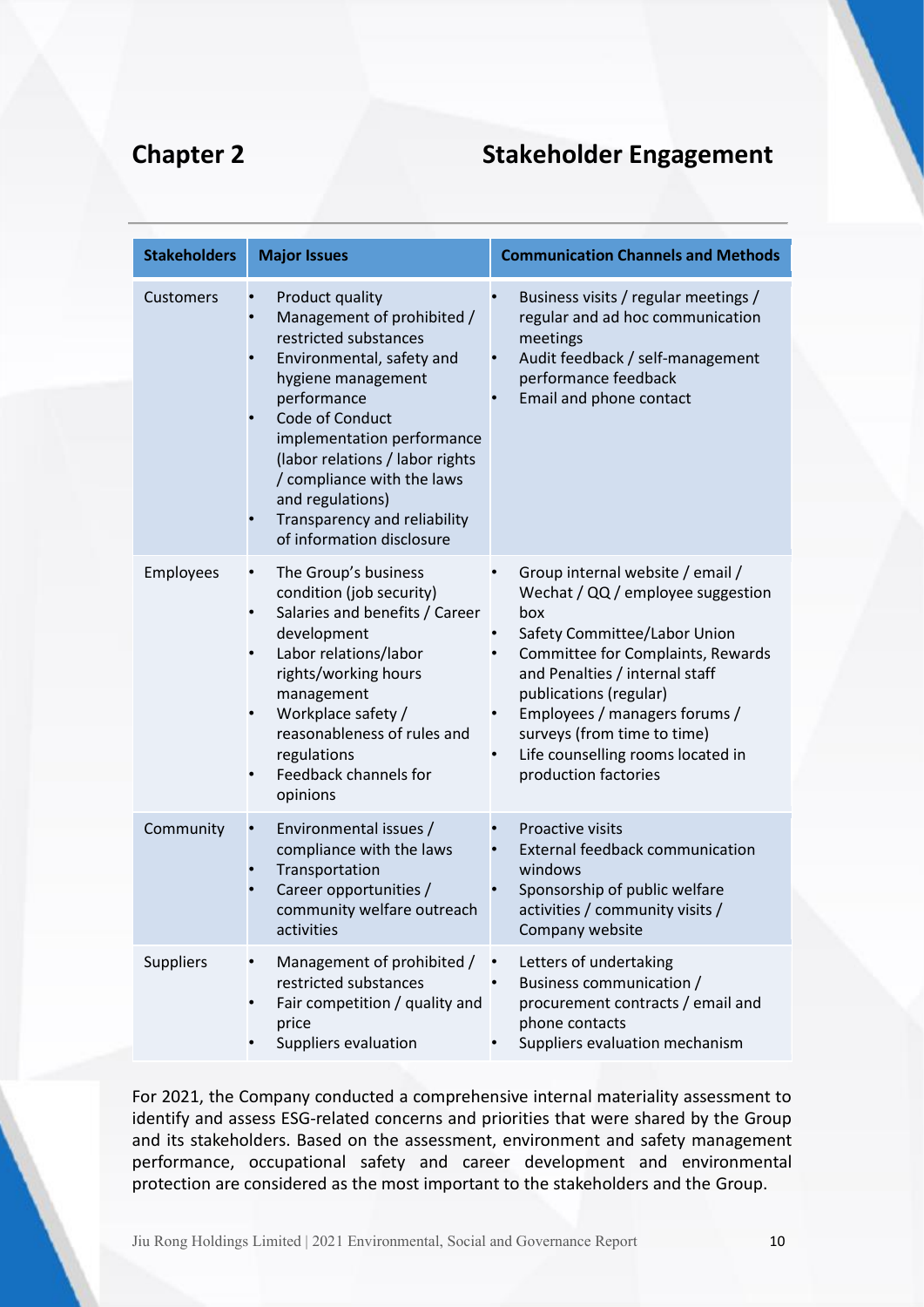# Chapter 2 Stakeholder Engagement

| Stakeholders | Major Issues | Communication Channels and Methods |
|---|---|---|
| Customers | • Product quality<br>• Management of prohibited / restricted substances<br>• Environmental, safety and hygiene management performance<br>• Code of Conduct implementation performance (labor relations / labor rights / compliance with the laws and regulations)<br>• Transparency and reliability of information disclosure | • Business visits / regular meetings / regular and ad hoc communication meetings<br>• Audit feedback / self-management performance feedback<br>• Email and phone contact |
| Employees | • The Group's business condition (job security)<br>• Salaries and benefits / Career development<br>• Labor relations/labor rights/working hours management<br>• Workplace safety / reasonableness of rules and regulations<br>• Feedback channels for opinions | • Group internal website / email / Wechat / QQ / employee suggestion box<br>• Safety Committee/Labor Union<br>• Committee for Complaints, Rewards and Penalties / internal staff publications (regular)<br>• Employees / managers forums / surveys (from time to time)<br>• Life counselling rooms located in production factories |
| Community | • Environmental issues / compliance with the laws<br>• Transportation<br>• Career opportunities / community welfare outreach activities | • Proactive visits<br>• External feedback communication windows<br>• Sponsorship of public welfare activities / community visits / Company website |
| Suppliers | • Management of prohibited / restricted substances<br>• Fair competition / quality and price<br>• Suppliers evaluation | • Letters of undertaking<br>• Business communication / procurement contracts / email and phone contacts<br>• Suppliers evaluation mechanism |

For 2021, the Company conducted a comprehensive internal materiality assessment to identify and assess ESG-related concerns and priorities that were shared by the Group and its stakeholders. Based on the assessment, environment and safety management performance, occupational safety and career development and environmental protection are considered as the most important to the stakeholders and the Group.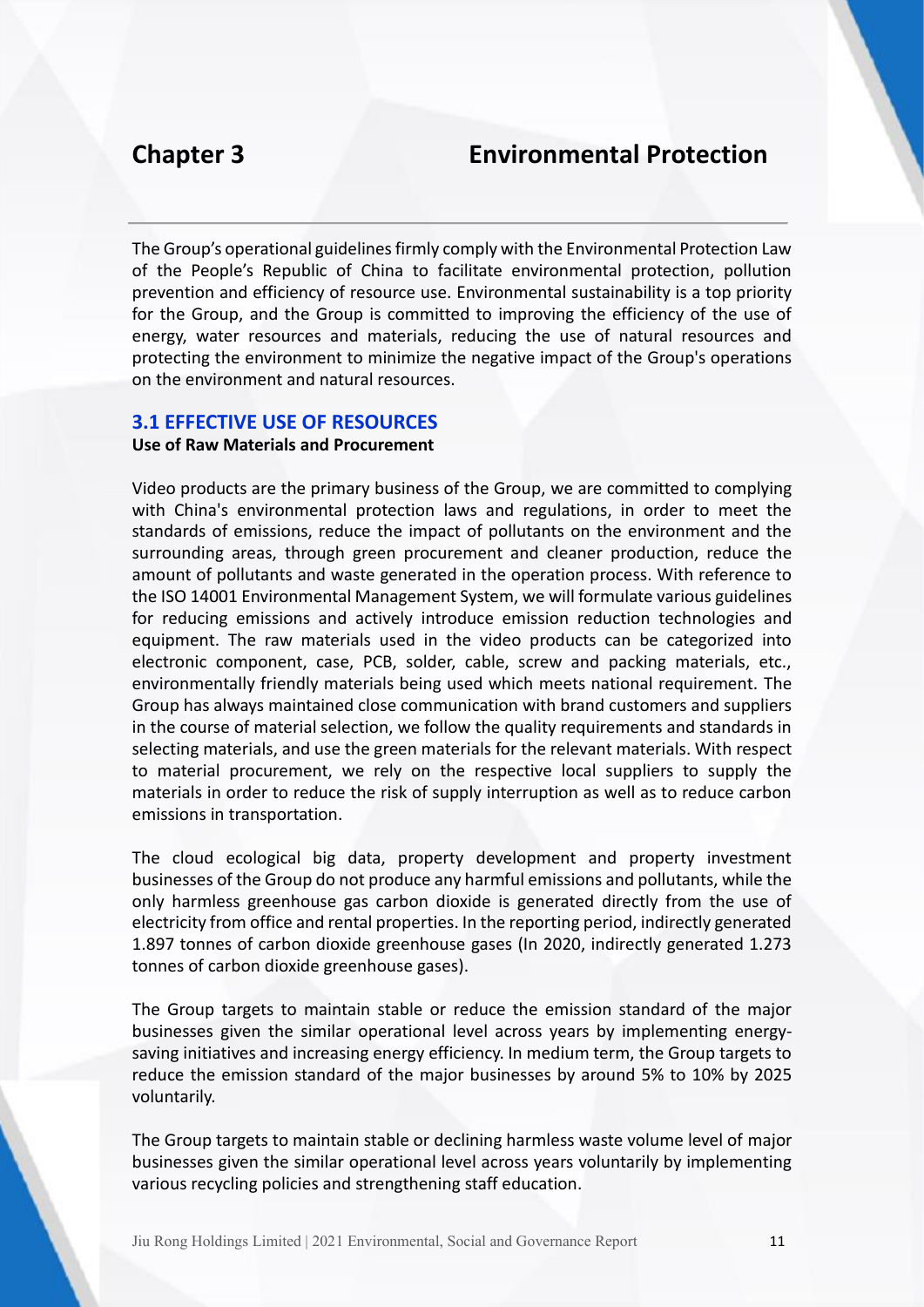# Chapter 3 Environmental Protection

The Group's operational guidelines firmly comply with the Environmental Protection Law of the People's Republic of China to facilitate environmental protection, pollution prevention and efficiency of resource use. Environmental sustainability is a top priority for the Group, and the Group is committed to improving the efficiency of the use of energy, water resources and materials, reducing the use of natural resources and protecting the environment to minimize the negative impact of the Group's operations on the environment and natural resources.

## 3.1 EFFECTIVE USE OF RESOURCES

**Use of Raw Materials and Procurement**

Video products are the primary business of the Group, we are committed to complying with China's environmental protection laws and regulations, in order to meet the standards of emissions, reduce the impact of pollutants on the environment and the surrounding areas, through green procurement and cleaner production, reduce the amount of pollutants and waste generated in the operation process. With reference to the ISO 14001 Environmental Management System, we will formulate various guidelines for reducing emissions and actively introduce emission reduction technologies and equipment. The raw materials used in the video products can be categorized into electronic component, case, PCB, solder, cable, screw and packing materials, etc., environmentally friendly materials being used which meets national requirement. The Group has always maintained close communication with brand customers and suppliers in the course of material selection, we follow the quality requirements and standards in selecting materials, and use the green materials for the relevant materials. With respect to material procurement, we rely on the respective local suppliers to supply the materials in order to reduce the risk of supply interruption as well as to reduce carbon emissions in transportation.

The cloud ecological big data, property development and property investment businesses of the Group do not produce any harmful emissions and pollutants, while the only harmless greenhouse gas carbon dioxide is generated directly from the use of electricity from office and rental properties. In the reporting period, indirectly generated 1.897 tonnes of carbon dioxide greenhouse gases (In 2020, indirectly generated 1.273 tonnes of carbon dioxide greenhouse gases).

The Group targets to maintain stable or reduce the emission standard of the major businesses given the similar operational level across years by implementing energy-saving initiatives and increasing energy efficiency. In medium term, the Group targets to reduce the emission standard of the major businesses by around 5% to 10% by 2025 voluntarily.

The Group targets to maintain stable or declining harmless waste volume level of major businesses given the similar operational level across years voluntarily by implementing various recycling policies and strengthening staff education.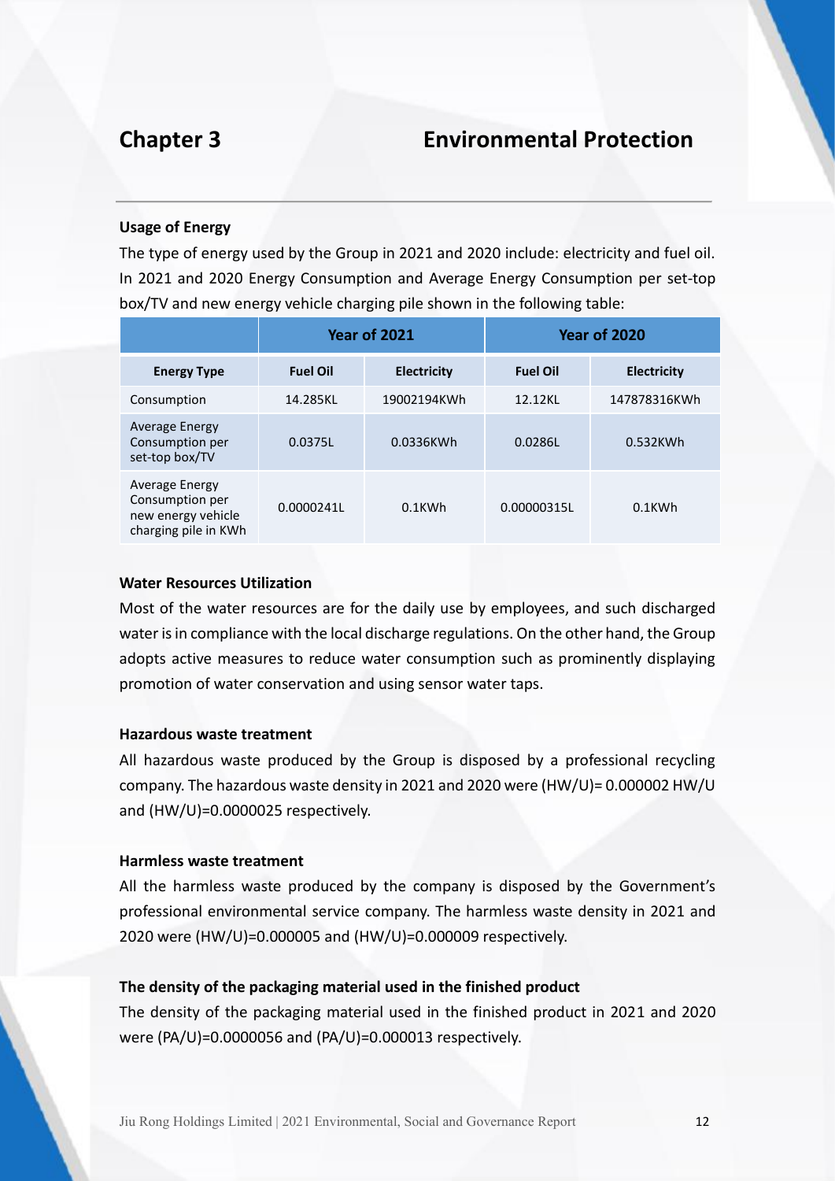# Chapter 3 Environmental Protection

**Usage of Energy**

The type of energy used by the Group in 2021 and 2020 include: electricity and fuel oil. In 2021 and 2020 Energy Consumption and Average Energy Consumption per set-top box/TV and new energy vehicle charging pile shown in the following table:

| | Year of 2021 | | Year of 2020 | |
|---|---|---|---|---|
| **Energy Type** | **Fuel Oil** | **Electricity** | **Fuel Oil** | **Electricity** |
| Consumption | 14.285KL | 19002194KWh | 12.12KL | 147878316KWh |
| Average Energy Consumption per set-top box/TV | 0.0375L | 0.0336KWh | 0.0286L | 0.532KWh |
| Average Energy Consumption per new energy vehicle charging pile in KWh | 0.0000241L | 0.1KWh | 0.00000315L | 0.1KWh |

**Water Resources Utilization**

Most of the water resources are for the daily use by employees, and such discharged water is in compliance with the local discharge regulations. On the other hand, the Group adopts active measures to reduce water consumption such as prominently displaying promotion of water conservation and using sensor water taps.

**Hazardous waste treatment**

All hazardous waste produced by the Group is disposed by a professional recycling company. The hazardous waste density in 2021 and 2020 were (HW/U)= 0.000002 HW/U and (HW/U)=0.0000025 respectively.

**Harmless waste treatment**

All the harmless waste produced by the company is disposed by the Government's professional environmental service company. The harmless waste density in 2021 and 2020 were (HW/U)=0.000005 and (HW/U)=0.000009 respectively.

**The density of the packaging material used in the finished product**

The density of the packaging material used in the finished product in 2021 and 2020 were (PA/U)=0.0000056 and (PA/U)=0.000013 respectively.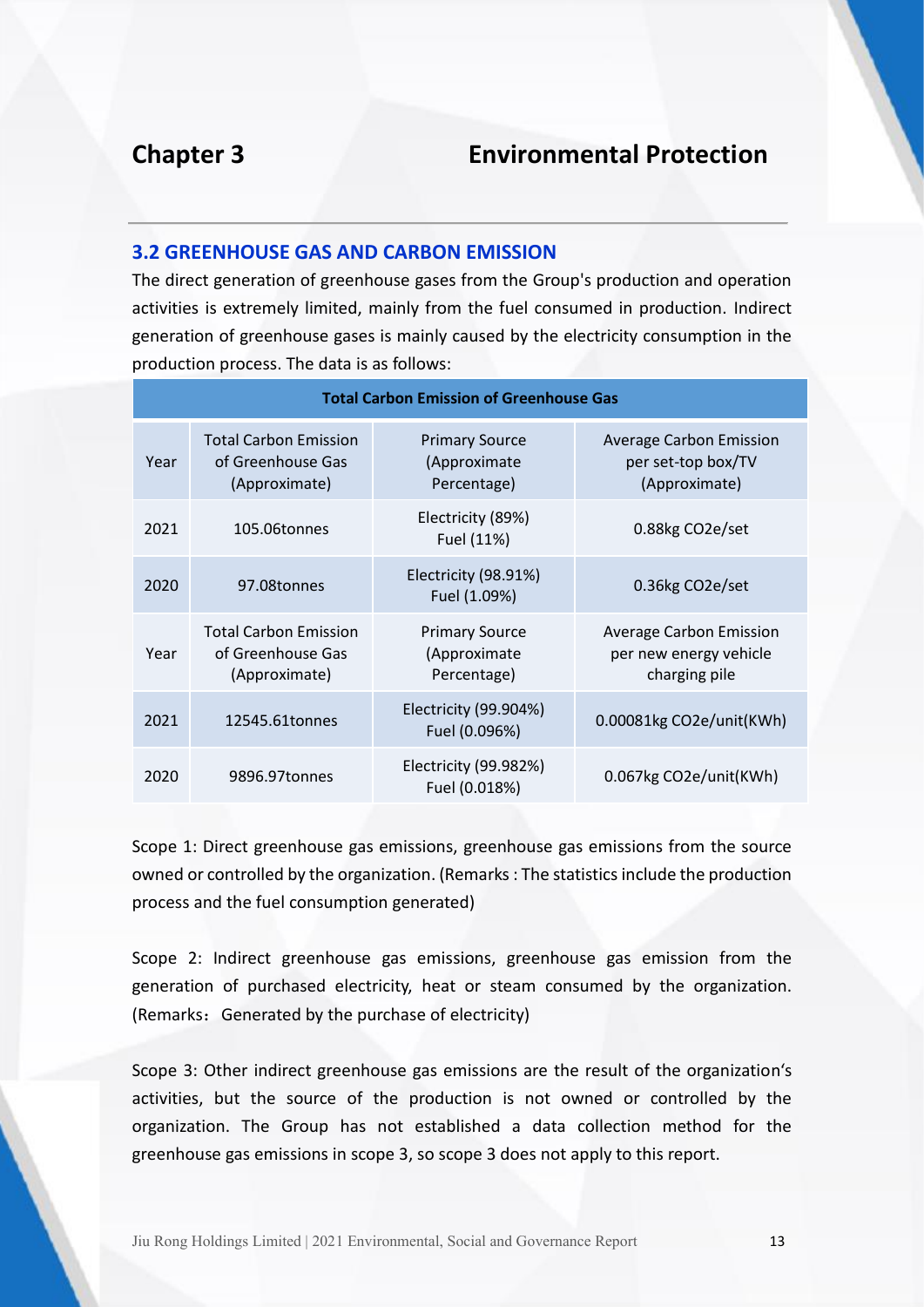# Chapter 3 Environmental Protection

## 3.2 GREENHOUSE GAS AND CARBON EMISSION

The direct generation of greenhouse gases from the Group's production and operation activities is extremely limited, mainly from the fuel consumed in production. Indirect generation of greenhouse gases is mainly caused by the electricity consumption in the production process. The data is as follows:

| Total Carbon Emission of Greenhouse Gas | | | |
|---|---|---|---|
| Year | Total Carbon Emission of Greenhouse Gas (Approximate) | Primary Source (Approximate Percentage) | Average Carbon Emission per set-top box/TV (Approximate) |
| 2021 | 105.06tonnes | Electricity (89%) Fuel (11%) | 0.88kg $CO_2e$/set |
| 2020 | 97.08tonnes | Electricity (98.91%) Fuel (1.09%) | 0.36kg $CO_2e$/set |
| Year | Total Carbon Emission of Greenhouse Gas (Approximate) | Primary Source (Approximate Percentage) | Average Carbon Emission per new energy vehicle charging pile |
| 2021 | 12545.61tonnes | Electricity (99.904%) Fuel (0.096%) | 0.00081kg $CO_2e$/unit(KWh) |
| 2020 | 9896.97tonnes | Electricity (99.982%) Fuel (0.018%) | 0.067kg $CO_2e$/unit(KWh) |

Scope 1: Direct greenhouse gas emissions, greenhouse gas emissions from the source owned or controlled by the organization. (Remarks : The statistics include the production process and the fuel consumption generated)

Scope 2: Indirect greenhouse gas emissions, greenhouse gas emission from the generation of purchased electricity, heat or steam consumed by the organization. (Remarks：Generated by the purchase of electricity)

Scope 3: Other indirect greenhouse gas emissions are the result of the organization's activities, but the source of the production is not owned or controlled by the organization. The Group has not established a data collection method for the greenhouse gas emissions in scope 3, so scope 3 does not apply to this report.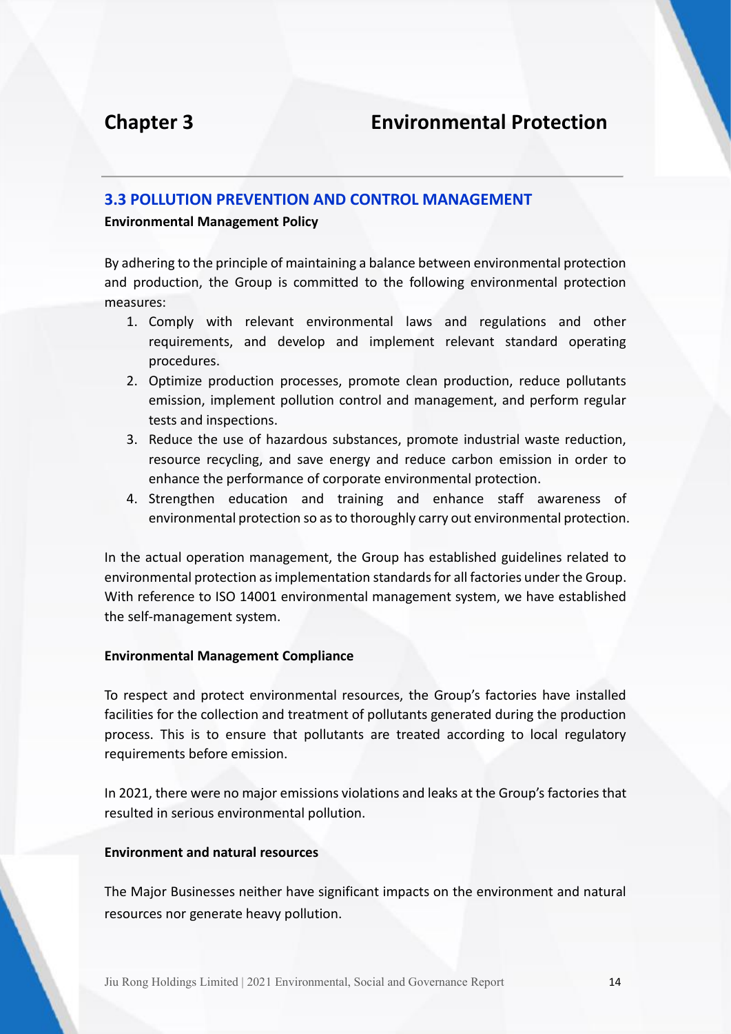# Chapter 3 Environmental Protection

## 3.3 POLLUTION PREVENTION AND CONTROL MANAGEMENT

**Environmental Management Policy**

By adhering to the principle of maintaining a balance between environmental protection and production, the Group is committed to the following environmental protection measures:

1. Comply with relevant environmental laws and regulations and other requirements, and develop and implement relevant standard operating procedures.
2. Optimize production processes, promote clean production, reduce pollutants emission, implement pollution control and management, and perform regular tests and inspections.
3. Reduce the use of hazardous substances, promote industrial waste reduction, resource recycling, and save energy and reduce carbon emission in order to enhance the performance of corporate environmental protection.
4. Strengthen education and training and enhance staff awareness of environmental protection so as to thoroughly carry out environmental protection.

In the actual operation management, the Group has established guidelines related to environmental protection as implementation standards for all factories under the Group. With reference to ISO 14001 environmental management system, we have established the self-management system.

**Environmental Management Compliance**

To respect and protect environmental resources, the Group's factories have installed facilities for the collection and treatment of pollutants generated during the production process. This is to ensure that pollutants are treated according to local regulatory requirements before emission.

In 2021, there were no major emissions violations and leaks at the Group's factories that resulted in serious environmental pollution.

**Environment and natural resources**

The Major Businesses neither have significant impacts on the environment and natural resources nor generate heavy pollution.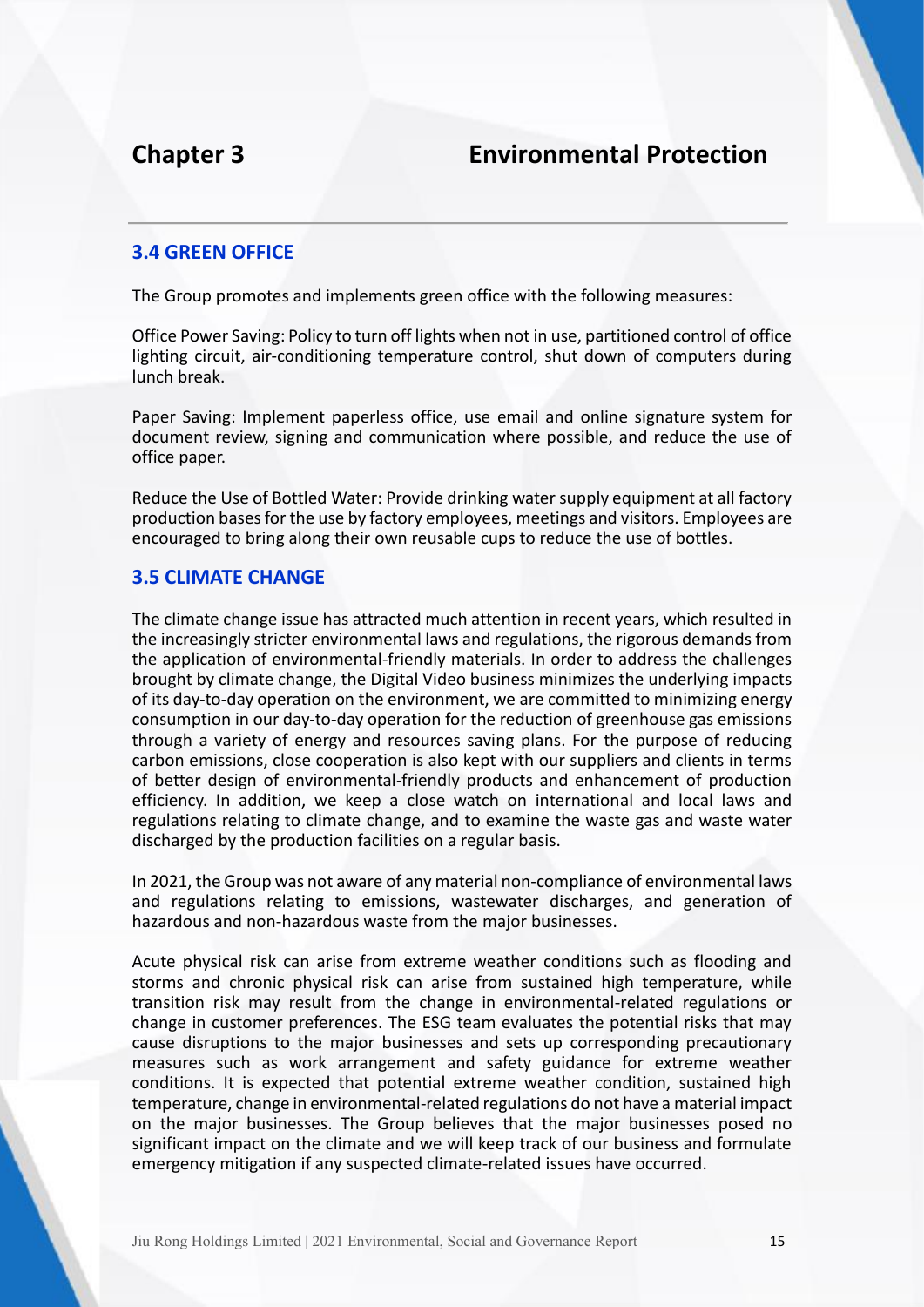# Chapter 3 Environmental Protection

## 3.4 GREEN OFFICE

The Group promotes and implements green office with the following measures:

Office Power Saving: Policy to turn off lights when not in use, partitioned control of office lighting circuit, air-conditioning temperature control, shut down of computers during lunch break.

Paper Saving: Implement paperless office, use email and online signature system for document review, signing and communication where possible, and reduce the use of office paper.

Reduce the Use of Bottled Water: Provide drinking water supply equipment at all factory production bases for the use by factory employees, meetings and visitors. Employees are encouraged to bring along their own reusable cups to reduce the use of bottles.

## 3.5 CLIMATE CHANGE

The climate change issue has attracted much attention in recent years, which resulted in the increasingly stricter environmental laws and regulations, the rigorous demands from the application of environmental-friendly materials. In order to address the challenges brought by climate change, the Digital Video business minimizes the underlying impacts of its day-to-day operation on the environment, we are committed to minimizing energy consumption in our day-to-day operation for the reduction of greenhouse gas emissions through a variety of energy and resources saving plans. For the purpose of reducing carbon emissions, close cooperation is also kept with our suppliers and clients in terms of better design of environmental-friendly products and enhancement of production efficiency. In addition, we keep a close watch on international and local laws and regulations relating to climate change, and to examine the waste gas and waste water discharged by the production facilities on a regular basis.

In 2021, the Group was not aware of any material non-compliance of environmental laws and regulations relating to emissions, wastewater discharges, and generation of hazardous and non-hazardous waste from the major businesses.

Acute physical risk can arise from extreme weather conditions such as flooding and storms and chronic physical risk can arise from sustained high temperature, while transition risk may result from the change in environmental-related regulations or change in customer preferences. The ESG team evaluates the potential risks that may cause disruptions to the major businesses and sets up corresponding precautionary measures such as work arrangement and safety guidance for extreme weather conditions. It is expected that potential extreme weather condition, sustained high temperature, change in environmental-related regulations do not have a material impact on the major businesses. The Group believes that the major businesses posed no significant impact on the climate and we will keep track of our business and formulate emergency mitigation if any suspected climate-related issues have occurred.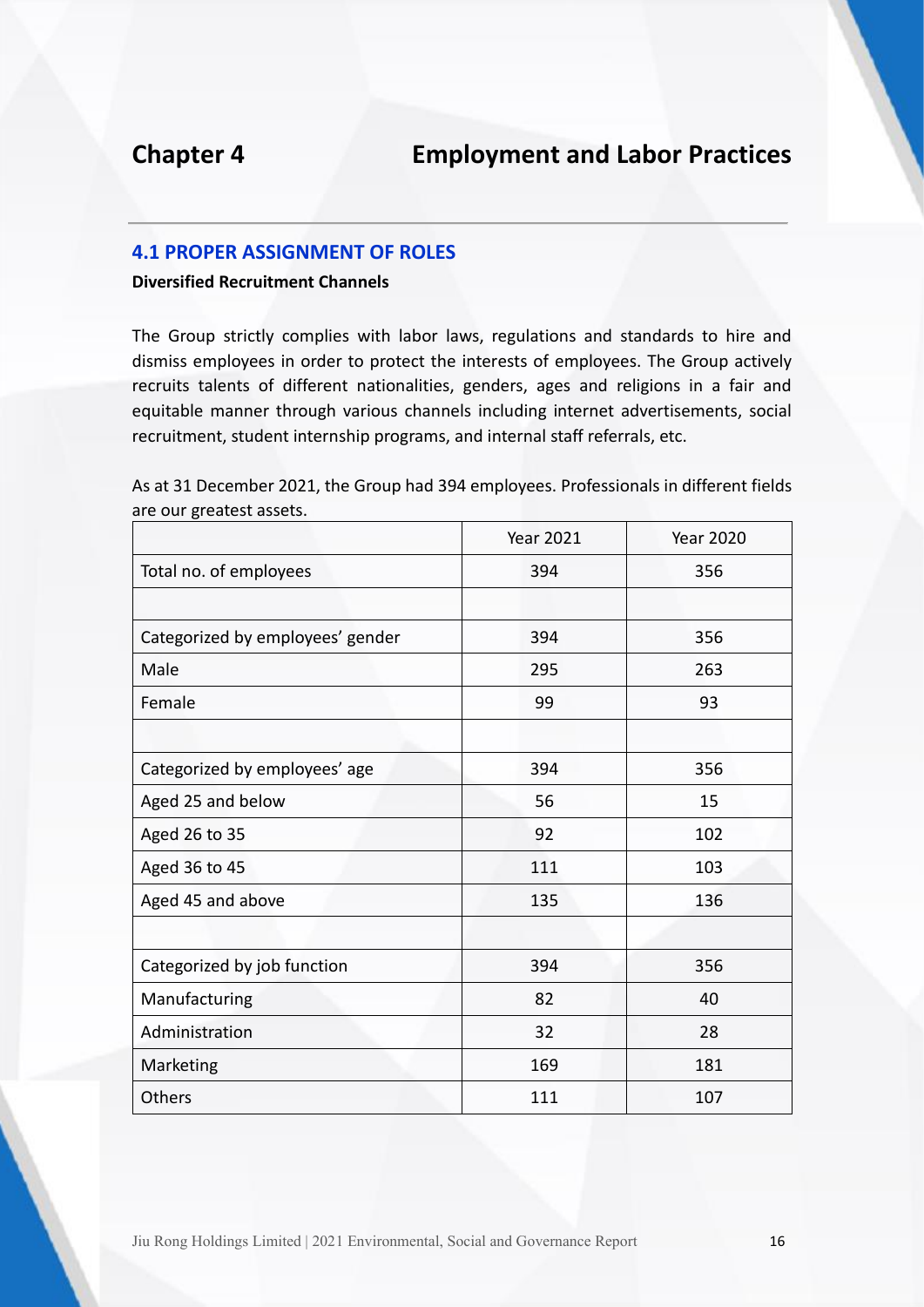# Chapter 4 Employment and Labor Practices

## 4.1 PROPER ASSIGNMENT OF ROLES

**Diversified Recruitment Channels**

The Group strictly complies with labor laws, regulations and standards to hire and dismiss employees in order to protect the interests of employees. The Group actively recruits talents of different nationalities, genders, ages and religions in a fair and equitable manner through various channels including internet advertisements, social recruitment, student internship programs, and internal staff referrals, etc.

As at 31 December 2021, the Group had 394 employees. Professionals in different fields are our greatest assets.

| | Year 2021 | Year 2020 |
|---|---|---|
| Total no. of employees | 394 | 356 |
| | | |
| Categorized by employees' gender | 394 | 356 |
| Male | 295 | 263 |
| Female | 99 | 93 |
| | | |
| Categorized by employees' age | 394 | 356 |
| Aged 25 and below | 56 | 15 |
| Aged 26 to 35 | 92 | 102 |
| Aged 36 to 45 | 111 | 103 |
| Aged 45 and above | 135 | 136 |
| | | |
| Categorized by job function | 394 | 356 |
| Manufacturing | 82 | 40 |
| Administration | 32 | 28 |
| Marketing | 169 | 181 |
| Others | 111 | 107 |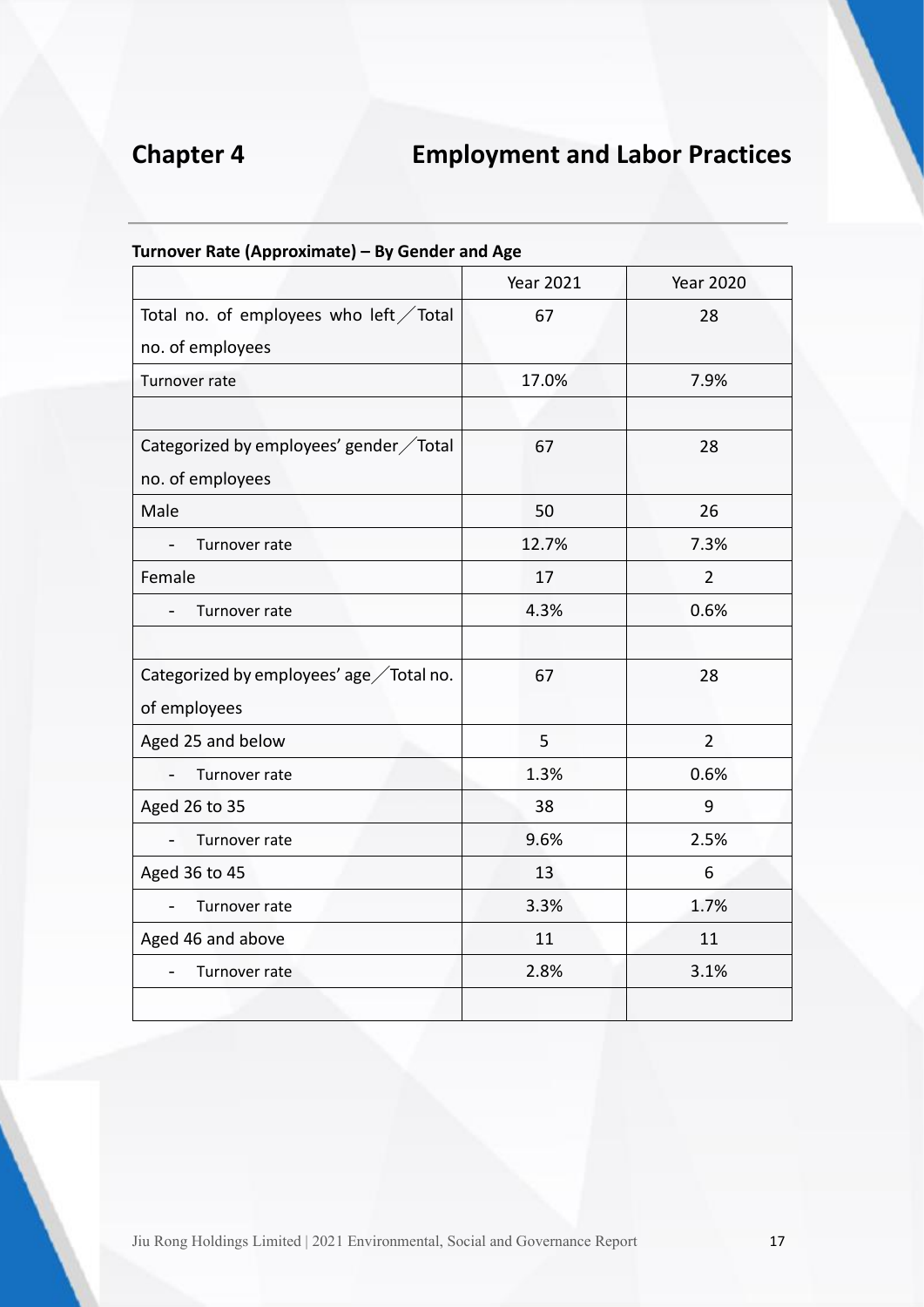# Chapter 4 Employment and Labor Practices

**Turnover Rate (Approximate) – By Gender and Age**

| | Year 2021 | Year 2020 |
|---|---|---|
| Total no. of employees who left ╱Total no. of employees | 67 | 28 |
| Turnover rate | 17.0% | 7.9% |
| | | |
| Categorized by employees' gender ╱Total no. of employees | 67 | 28 |
| Male | 50 | 26 |
| - Turnover rate | 12.7% | 7.3% |
| Female | 17 | 2 |
| - Turnover rate | 4.3% | 0.6% |
| | | |
| Categorized by employees' age ╱Total no. of employees | 67 | 28 |
| Aged 25 and below | 5 | 2 |
| - Turnover rate | 1.3% | 0.6% |
| Aged 26 to 35 | 38 | 9 |
| - Turnover rate | 9.6% | 2.5% |
| Aged 36 to 45 | 13 | 6 |
| - Turnover rate | 3.3% | 1.7% |
| Aged 46 and above | 11 | 11 |
| - Turnover rate | 2.8% | 3.1% |
| | | |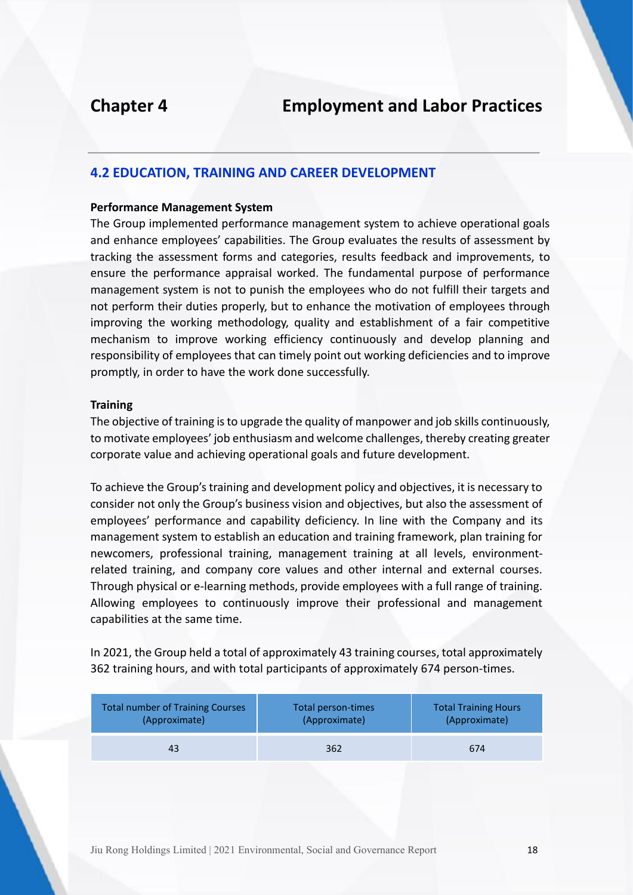# Chapter 4 Employment and Labor Practices

## 4.2 EDUCATION, TRAINING AND CAREER DEVELOPMENT

**Performance Management System**

The Group implemented performance management system to achieve operational goals and enhance employees' capabilities. The Group evaluates the results of assessment by tracking the assessment forms and categories, results feedback and improvements, to ensure the performance appraisal worked. The fundamental purpose of performance management system is not to punish the employees who do not fulfill their targets and not perform their duties properly, but to enhance the motivation of employees through improving the working methodology, quality and establishment of a fair competitive mechanism to improve working efficiency continuously and develop planning and responsibility of employees that can timely point out working deficiencies and to improve promptly, in order to have the work done successfully.

**Training**

The objective of training is to upgrade the quality of manpower and job skills continuously, to motivate employees' job enthusiasm and welcome challenges, thereby creating greater corporate value and achieving operational goals and future development.

To achieve the Group's training and development policy and objectives, it is necessary to consider not only the Group's business vision and objectives, but also the assessment of employees' performance and capability deficiency. In line with the Company and its management system to establish an education and training framework, plan training for newcomers, professional training, management training at all levels, environment-related training, and company core values and other internal and external courses. Through physical or e-learning methods, provide employees with a full range of training. Allowing employees to continuously improve their professional and management capabilities at the same time.

In 2021, the Group held a total of approximately 43 training courses, total approximately 362 training hours, and with total participants of approximately 674 person-times.

| Total number of Training Courses (Approximate) | Total person-times (Approximate) | Total Training Hours (Approximate) |
|---|---|---|
| 43 | 362 | 674 |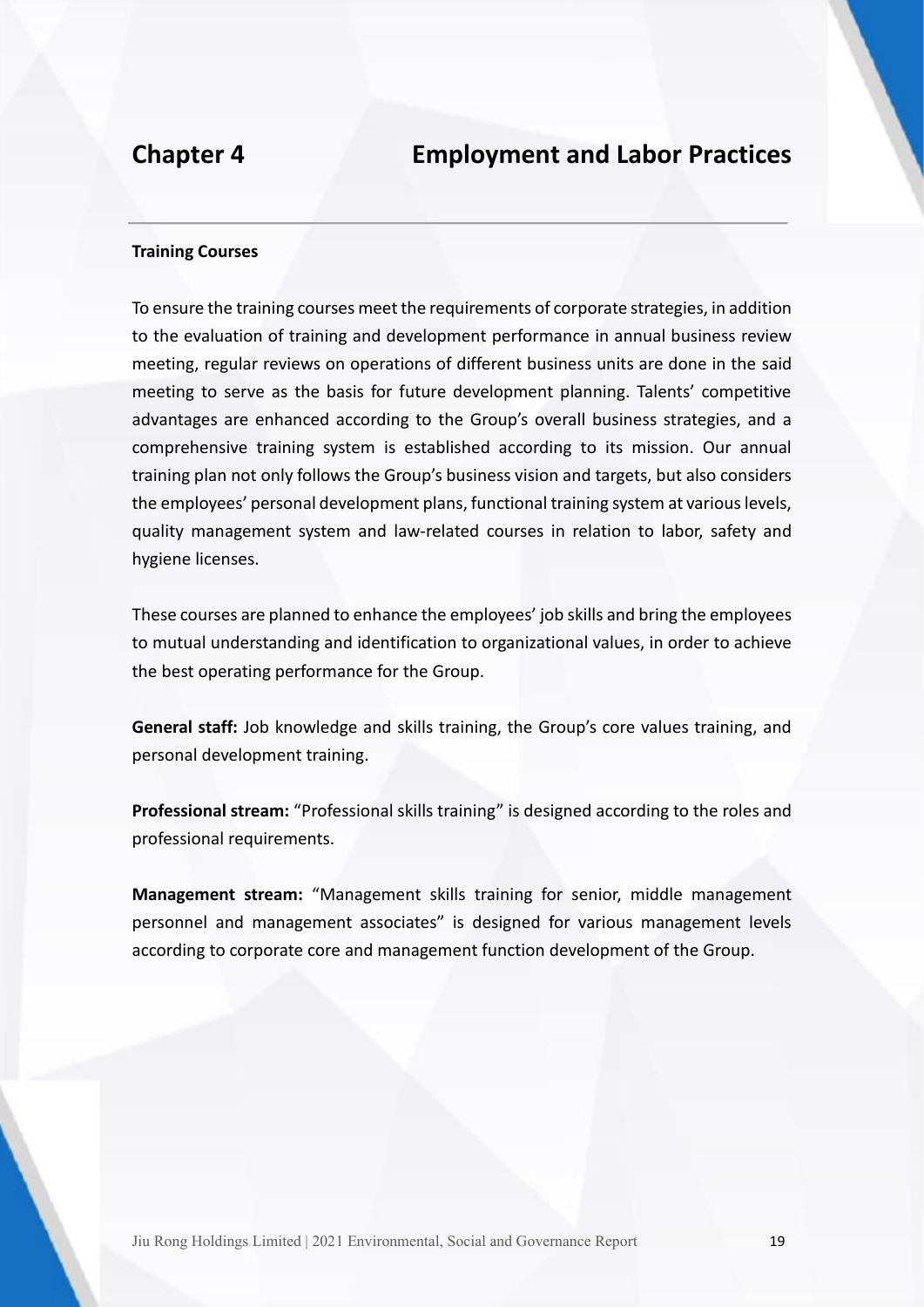# Chapter 4 Employment and Labor Practices

**Training Courses**

To ensure the training courses meet the requirements of corporate strategies, in addition to the evaluation of training and development performance in annual business review meeting, regular reviews on operations of different business units are done in the said meeting to serve as the basis for future development planning. Talents' competitive advantages are enhanced according to the Group's overall business strategies, and a comprehensive training system is established according to its mission. Our annual training plan not only follows the Group's business vision and targets, but also considers the employees' personal development plans, functional training system at various levels, quality management system and law-related courses in relation to labor, safety and hygiene licenses.

These courses are planned to enhance the employees' job skills and bring the employees to mutual understanding and identification to organizational values, in order to achieve the best operating performance for the Group.

**General staff:** Job knowledge and skills training, the Group's core values training, and personal development training.

**Professional stream:** "Professional skills training" is designed according to the roles and professional requirements.

**Management stream:** "Management skills training for senior, middle management personnel and management associates" is designed for various management levels according to corporate core and management function development of the Group.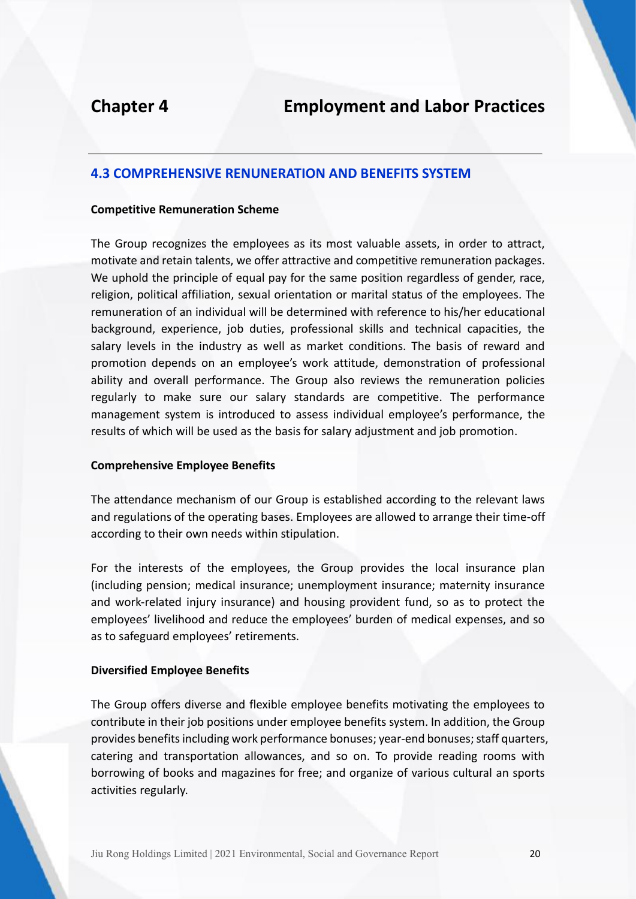# Chapter 4 Employment and Labor Practices

## 4.3 COMPREHENSIVE RENUNERATION AND BENEFITS SYSTEM

**Competitive Remuneration Scheme**

The Group recognizes the employees as its most valuable assets, in order to attract, motivate and retain talents, we offer attractive and competitive remuneration packages. We uphold the principle of equal pay for the same position regardless of gender, race, religion, political affiliation, sexual orientation or marital status of the employees. The remuneration of an individual will be determined with reference to his/her educational background, experience, job duties, professional skills and technical capacities, the salary levels in the industry as well as market conditions. The basis of reward and promotion depends on an employee's work attitude, demonstration of professional ability and overall performance. The Group also reviews the remuneration policies regularly to make sure our salary standards are competitive. The performance management system is introduced to assess individual employee's performance, the results of which will be used as the basis for salary adjustment and job promotion.

**Comprehensive Employee Benefits**

The attendance mechanism of our Group is established according to the relevant laws and regulations of the operating bases. Employees are allowed to arrange their time-off according to their own needs within stipulation.

For the interests of the employees, the Group provides the local insurance plan (including pension; medical insurance; unemployment insurance; maternity insurance and work-related injury insurance) and housing provident fund, so as to protect the employees' livelihood and reduce the employees' burden of medical expenses, and so as to safeguard employees' retirements.

**Diversified Employee Benefits**

The Group offers diverse and flexible employee benefits motivating the employees to contribute in their job positions under employee benefits system. In addition, the Group provides benefits including work performance bonuses; year-end bonuses; staff quarters, catering and transportation allowances, and so on. To provide reading rooms with borrowing of books and magazines for free; and organize of various cultural an sports activities regularly.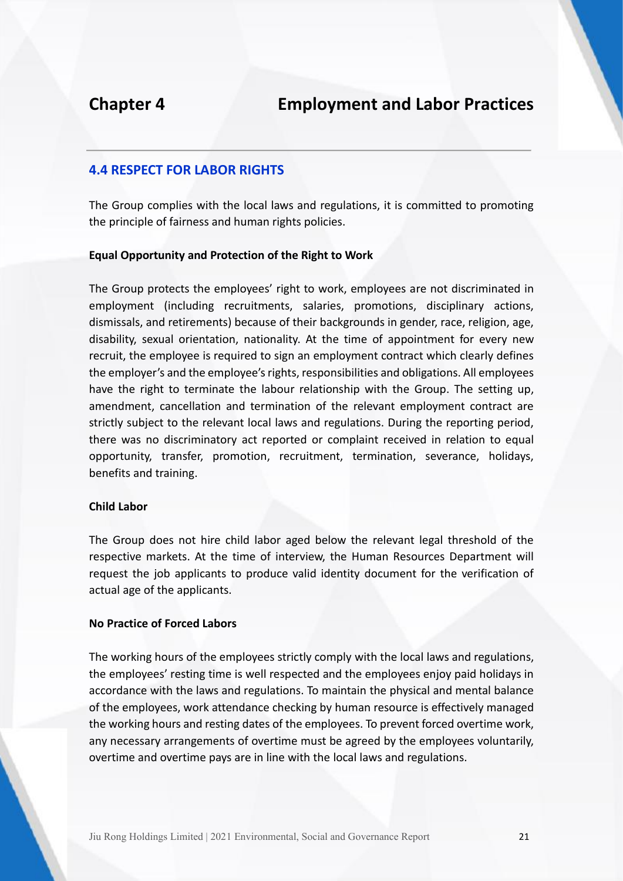# Chapter 4 Employment and Labor Practices

## 4.4 RESPECT FOR LABOR RIGHTS

The Group complies with the local laws and regulations, it is committed to promoting the principle of fairness and human rights policies.

**Equal Opportunity and Protection of the Right to Work**

The Group protects the employees' right to work, employees are not discriminated in employment (including recruitments, salaries, promotions, disciplinary actions, dismissals, and retirements) because of their backgrounds in gender, race, religion, age, disability, sexual orientation, nationality. At the time of appointment for every new recruit, the employee is required to sign an employment contract which clearly defines the employer's and the employee's rights, responsibilities and obligations. All employees have the right to terminate the labour relationship with the Group. The setting up, amendment, cancellation and termination of the relevant employment contract are strictly subject to the relevant local laws and regulations. During the reporting period, there was no discriminatory act reported or complaint received in relation to equal opportunity, transfer, promotion, recruitment, termination, severance, holidays, benefits and training.

**Child Labor**

The Group does not hire child labor aged below the relevant legal threshold of the respective markets. At the time of interview, the Human Resources Department will request the job applicants to produce valid identity document for the verification of actual age of the applicants.

**No Practice of Forced Labors**

The working hours of the employees strictly comply with the local laws and regulations, the employees' resting time is well respected and the employees enjoy paid holidays in accordance with the laws and regulations. To maintain the physical and mental balance of the employees, work attendance checking by human resource is effectively managed the working hours and resting dates of the employees. To prevent forced overtime work, any necessary arrangements of overtime must be agreed by the employees voluntarily, overtime and overtime pays are in line with the local laws and regulations.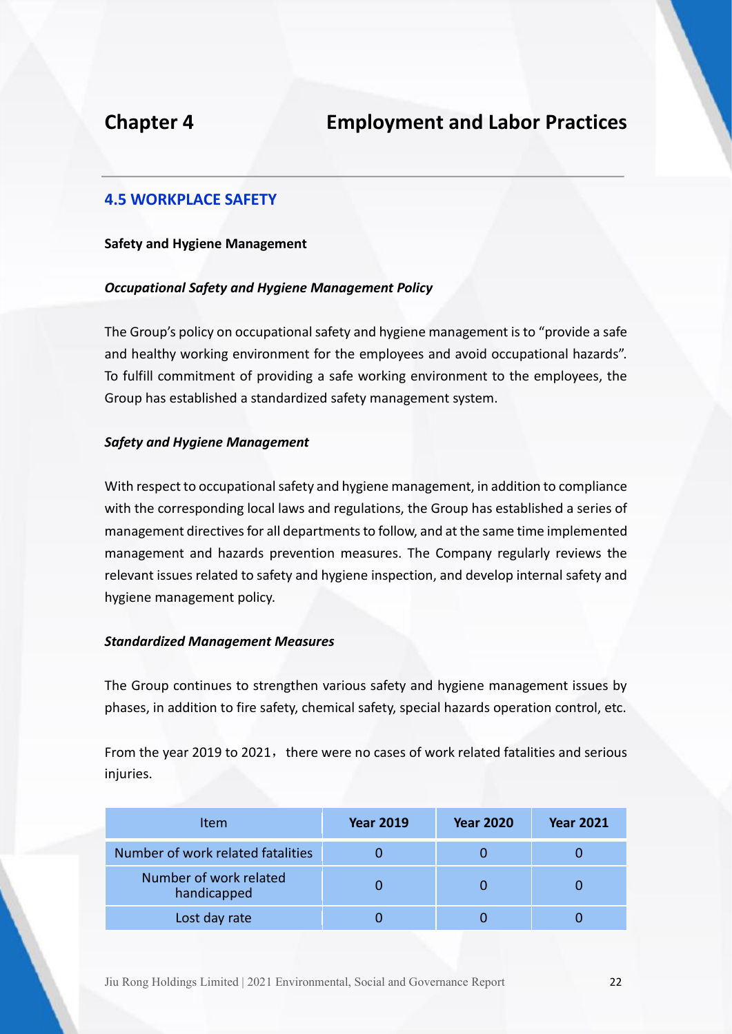# Chapter 4 Employment and Labor Practices

## 4.5 WORKPLACE SAFETY

**Safety and Hygiene Management**

***Occupational Safety and Hygiene Management Policy***

The Group's policy on occupational safety and hygiene management is to "provide a safe and healthy working environment for the employees and avoid occupational hazards". To fulfill commitment of providing a safe working environment to the employees, the Group has established a standardized safety management system.

***Safety and Hygiene Management***

With respect to occupational safety and hygiene management, in addition to compliance with the corresponding local laws and regulations, the Group has established a series of management directives for all departments to follow, and at the same time implemented management and hazards prevention measures. The Company regularly reviews the relevant issues related to safety and hygiene inspection, and develop internal safety and hygiene management policy.

***Standardized Management Measures***

The Group continues to strengthen various safety and hygiene management issues by phases, in addition to fire safety, chemical safety, special hazards operation control, etc.

From the year 2019 to 2021, there were no cases of work related fatalities and serious injuries.

| Item | **Year 2019** | **Year 2020** | **Year 2021** |
|---|---|---|---|
| Number of work related fatalities | 0 | 0 | 0 |
| Number of work related handicapped | 0 | 0 | 0 |
| Lost day rate | 0 | 0 | 0 |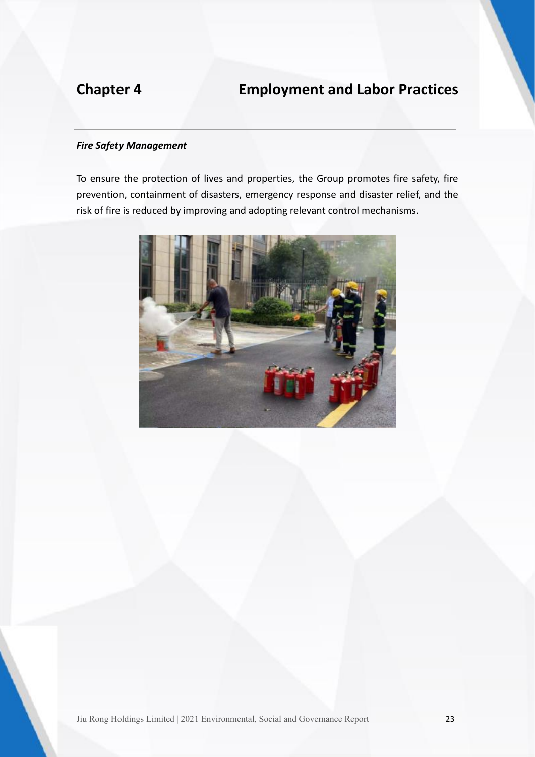# Chapter 4 Employment and Labor Practices

***Fire Safety Management***

To ensure the protection of lives and properties, the Group promotes fire safety, fire prevention, containment of disasters, emergency response and disaster relief, and the risk of fire is reduced by improving and adopting relevant control mechanisms.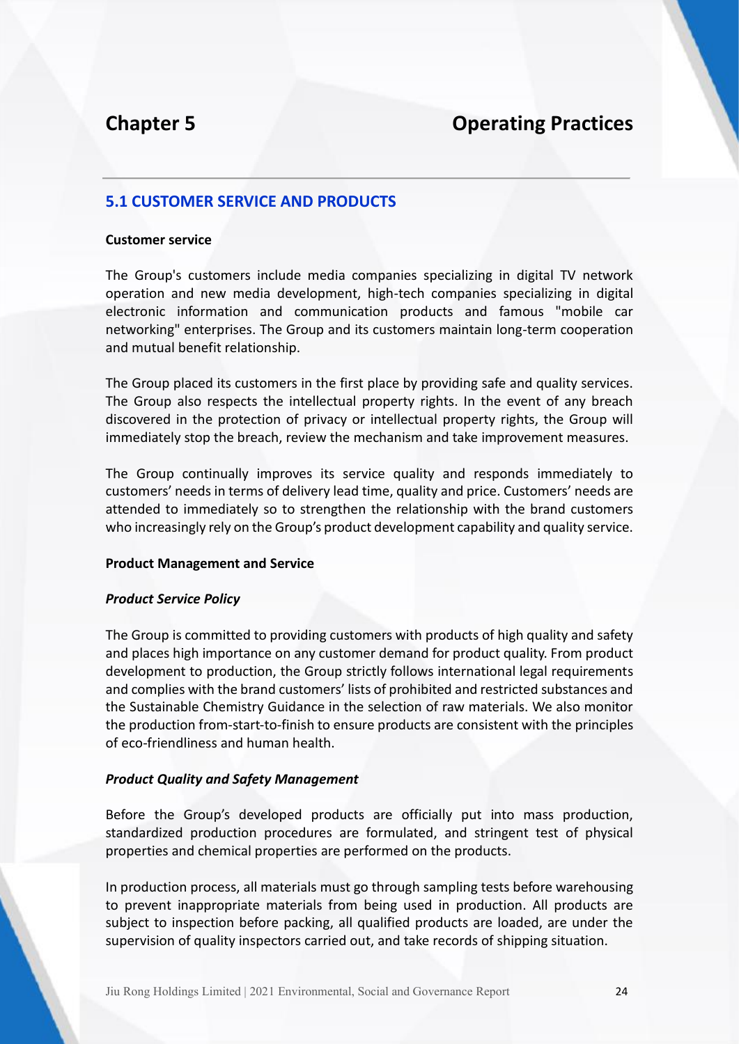# Chapter 5 Operating Practices

## 5.1 CUSTOMER SERVICE AND PRODUCTS

**Customer service**

The Group's customers include media companies specializing in digital TV network operation and new media development, high-tech companies specializing in digital electronic information and communication products and famous "mobile car networking" enterprises. The Group and its customers maintain long-term cooperation and mutual benefit relationship.

The Group placed its customers in the first place by providing safe and quality services. The Group also respects the intellectual property rights. In the event of any breach discovered in the protection of privacy or intellectual property rights, the Group will immediately stop the breach, review the mechanism and take improvement measures.

The Group continually improves its service quality and responds immediately to customers' needs in terms of delivery lead time, quality and price. Customers' needs are attended to immediately so to strengthen the relationship with the brand customers who increasingly rely on the Group's product development capability and quality service.

**Product Management and Service**

***Product Service Policy***

The Group is committed to providing customers with products of high quality and safety and places high importance on any customer demand for product quality. From product development to production, the Group strictly follows international legal requirements and complies with the brand customers' lists of prohibited and restricted substances and the Sustainable Chemistry Guidance in the selection of raw materials. We also monitor the production from-start-to-finish to ensure products are consistent with the principles of eco-friendliness and human health.

***Product Quality and Safety Management***

Before the Group's developed products are officially put into mass production, standardized production procedures are formulated, and stringent test of physical properties and chemical properties are performed on the products.

In production process, all materials must go through sampling tests before warehousing to prevent inappropriate materials from being used in production. All products are subject to inspection before packing, all qualified products are loaded, are under the supervision of quality inspectors carried out, and take records of shipping situation.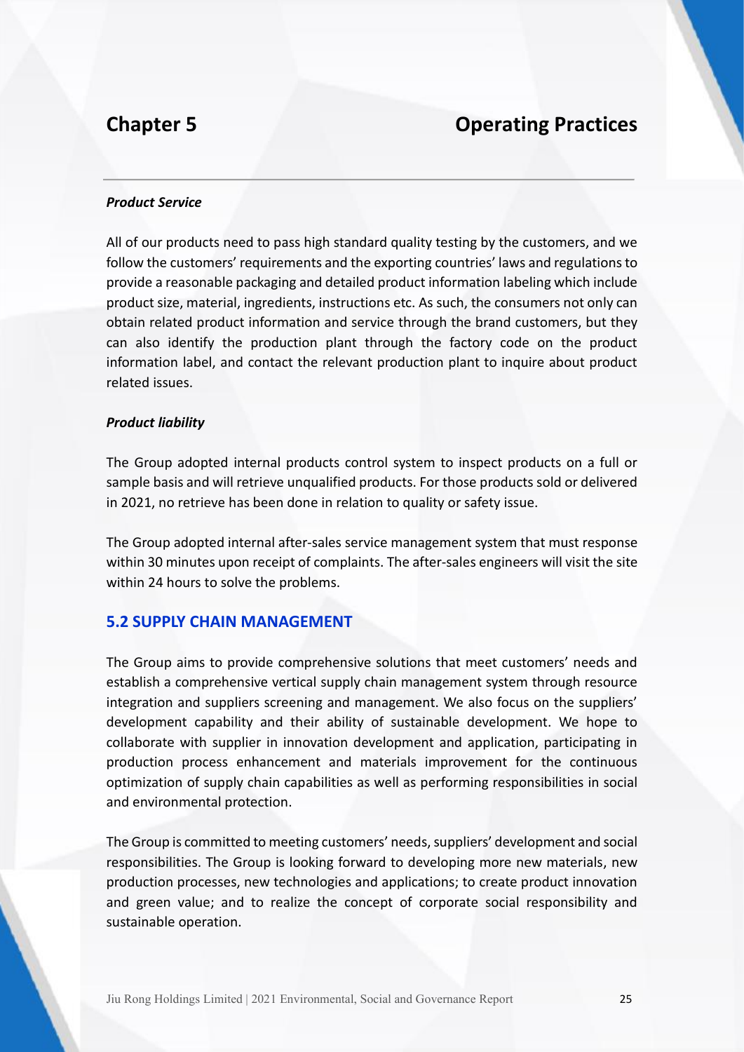# Chapter 5 Operating Practices

***Product Service***

All of our products need to pass high standard quality testing by the customers, and we follow the customers' requirements and the exporting countries' laws and regulations to provide a reasonable packaging and detailed product information labeling which include product size, material, ingredients, instructions etc. As such, the consumers not only can obtain related product information and service through the brand customers, but they can also identify the production plant through the factory code on the product information label, and contact the relevant production plant to inquire about product related issues.

***Product liability***

The Group adopted internal products control system to inspect products on a full or sample basis and will retrieve unqualified products. For those products sold or delivered in 2021, no retrieve has been done in relation to quality or safety issue.

The Group adopted internal after-sales service management system that must response within 30 minutes upon receipt of complaints. The after-sales engineers will visit the site within 24 hours to solve the problems.

## 5.2 SUPPLY CHAIN MANAGEMENT

The Group aims to provide comprehensive solutions that meet customers' needs and establish a comprehensive vertical supply chain management system through resource integration and suppliers screening and management. We also focus on the suppliers' development capability and their ability of sustainable development. We hope to collaborate with supplier in innovation development and application, participating in production process enhancement and materials improvement for the continuous optimization of supply chain capabilities as well as performing responsibilities in social and environmental protection.

The Group is committed to meeting customers' needs, suppliers' development and social responsibilities. The Group is looking forward to developing more new materials, new production processes, new technologies and applications; to create product innovation and green value; and to realize the concept of corporate social responsibility and sustainable operation.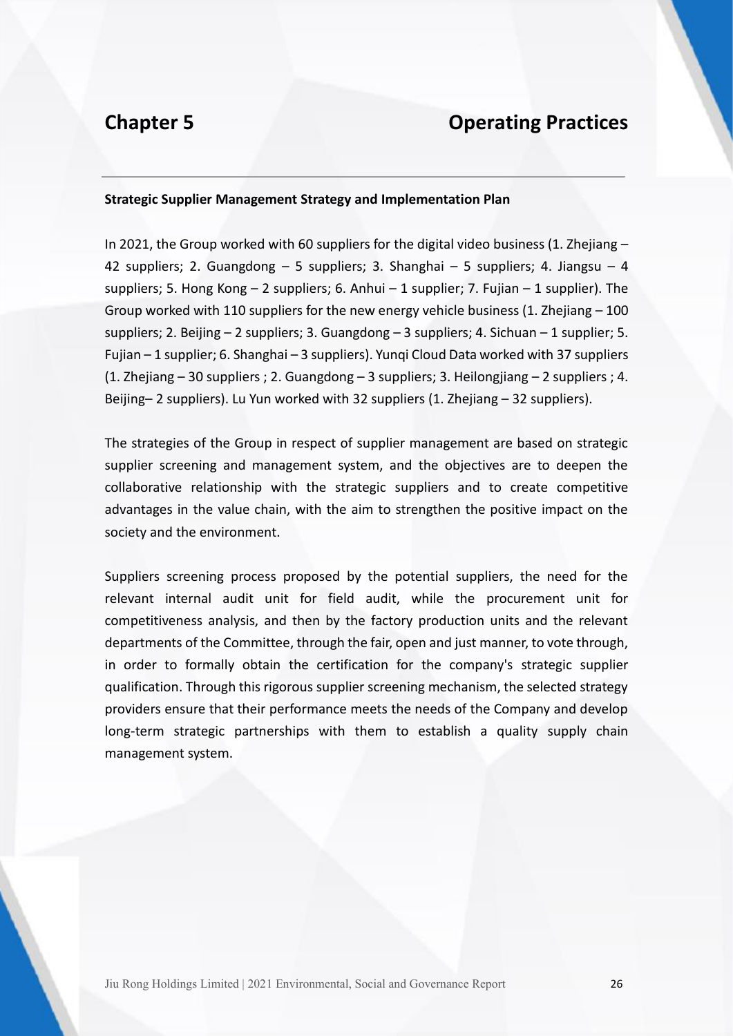# Chapter 5 Operating Practices

**Strategic Supplier Management Strategy and Implementation Plan**

In 2021, the Group worked with 60 suppliers for the digital video business (1. Zhejiang – 42 suppliers; 2. Guangdong – 5 suppliers; 3. Shanghai – 5 suppliers; 4. Jiangsu – 4 suppliers; 5. Hong Kong – 2 suppliers; 6. Anhui – 1 supplier; 7. Fujian – 1 supplier). The Group worked with 110 suppliers for the new energy vehicle business (1. Zhejiang – 100 suppliers; 2. Beijing – 2 suppliers; 3. Guangdong – 3 suppliers; 4. Sichuan – 1 supplier; 5. Fujian – 1 supplier; 6. Shanghai – 3 suppliers). Yunqi Cloud Data worked with 37 suppliers (1. Zhejiang – 30 suppliers ; 2. Guangdong – 3 suppliers; 3. Heilongjiang – 2 suppliers ; 4. Beijing– 2 suppliers). Lu Yun worked with 32 suppliers (1. Zhejiang – 32 suppliers).

The strategies of the Group in respect of supplier management are based on strategic supplier screening and management system, and the objectives are to deepen the collaborative relationship with the strategic suppliers and to create competitive advantages in the value chain, with the aim to strengthen the positive impact on the society and the environment.

Suppliers screening process proposed by the potential suppliers, the need for the relevant internal audit unit for field audit, while the procurement unit for competitiveness analysis, and then by the factory production units and the relevant departments of the Committee, through the fair, open and just manner, to vote through, in order to formally obtain the certification for the company's strategic supplier qualification. Through this rigorous supplier screening mechanism, the selected strategy providers ensure that their performance meets the needs of the Company and develop long-term strategic partnerships with them to establish a quality supply chain management system.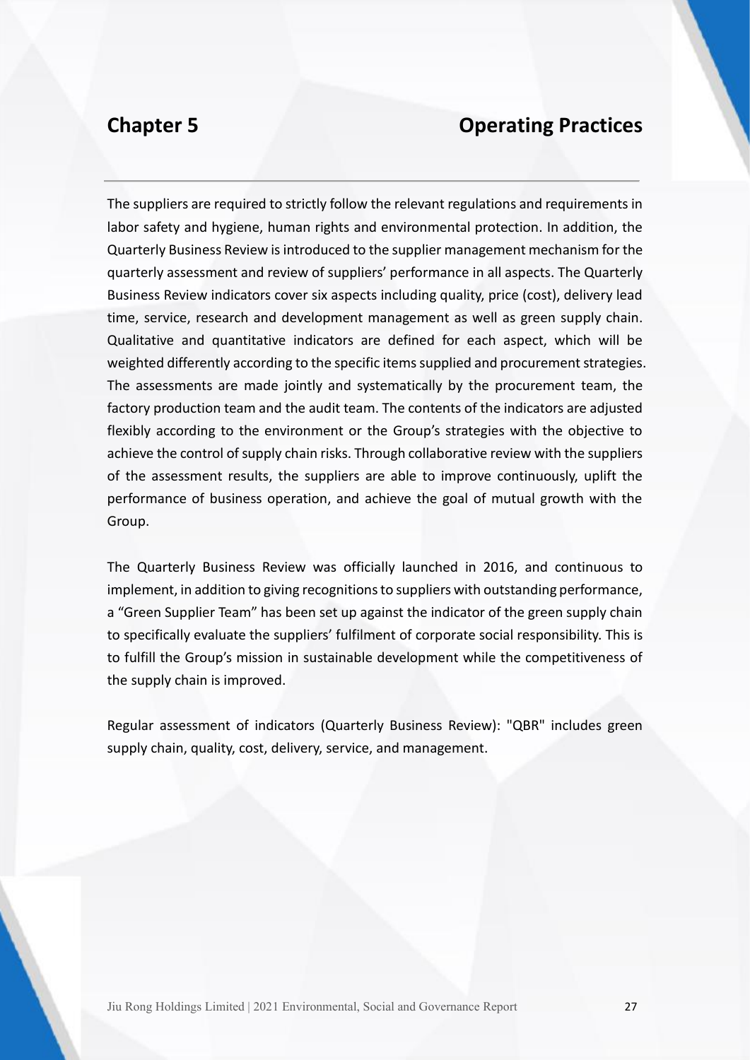## Chapter 5 Operating Practices

The suppliers are required to strictly follow the relevant regulations and requirements in labor safety and hygiene, human rights and environmental protection. In addition, the Quarterly Business Review is introduced to the supplier management mechanism for the quarterly assessment and review of suppliers' performance in all aspects. The Quarterly Business Review indicators cover six aspects including quality, price (cost), delivery lead time, service, research and development management as well as green supply chain. Qualitative and quantitative indicators are defined for each aspect, which will be weighted differently according to the specific items supplied and procurement strategies. The assessments are made jointly and systematically by the procurement team, the factory production team and the audit team. The contents of the indicators are adjusted flexibly according to the environment or the Group's strategies with the objective to achieve the control of supply chain risks. Through collaborative review with the suppliers of the assessment results, the suppliers are able to improve continuously, uplift the performance of business operation, and achieve the goal of mutual growth with the Group.

The Quarterly Business Review was officially launched in 2016, and continuous to implement, in addition to giving recognitions to suppliers with outstanding performance, a "Green Supplier Team" has been set up against the indicator of the green supply chain to specifically evaluate the suppliers' fulfilment of corporate social responsibility. This is to fulfill the Group's mission in sustainable development while the competitiveness of the supply chain is improved.

Regular assessment of indicators (Quarterly Business Review): "QBR" includes green supply chain, quality, cost, delivery, service, and management.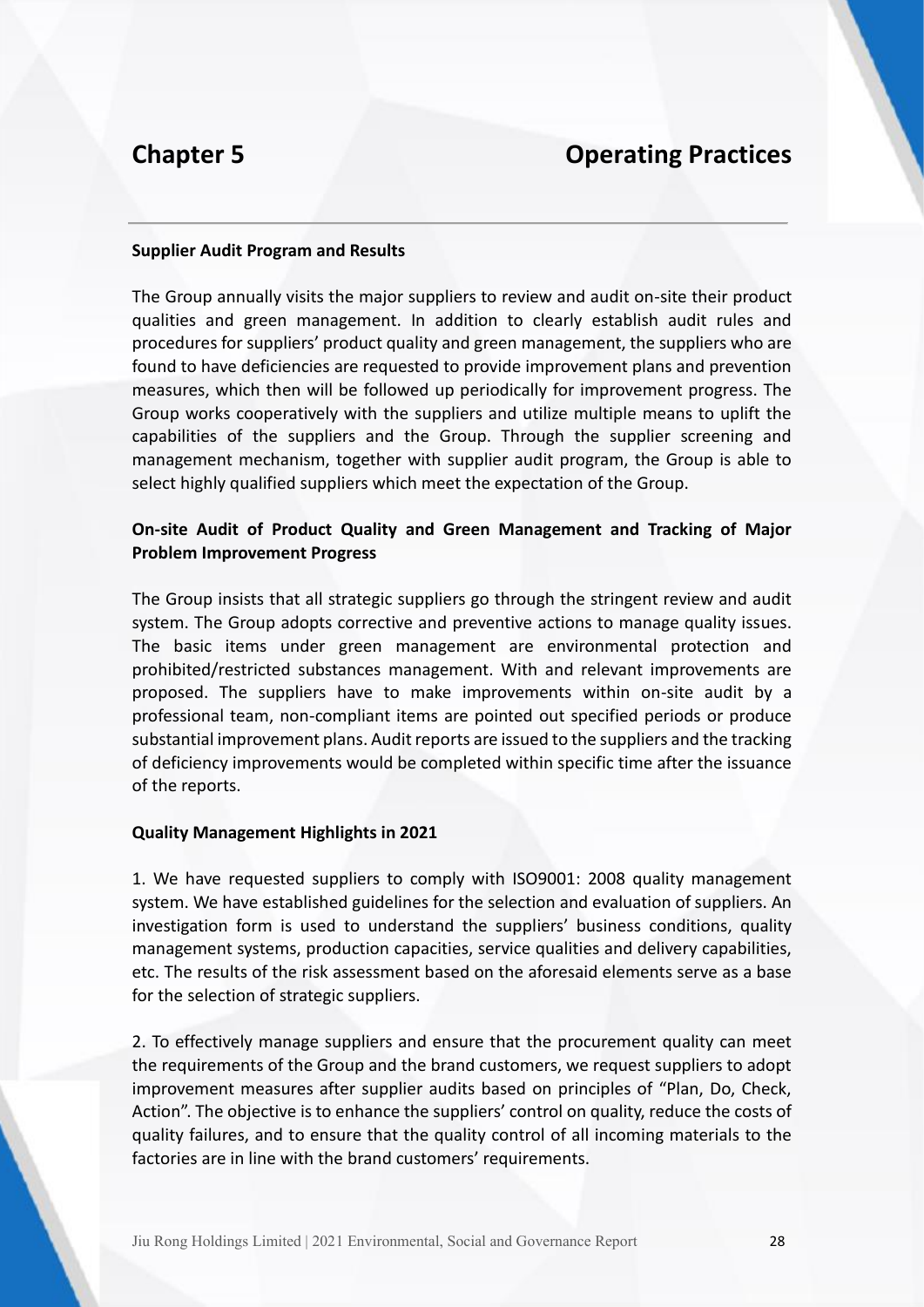# Chapter 5 Operating Practices

**Supplier Audit Program and Results**

The Group annually visits the major suppliers to review and audit on-site their product qualities and green management. In addition to clearly establish audit rules and procedures for suppliers' product quality and green management, the suppliers who are found to have deficiencies are requested to provide improvement plans and prevention measures, which then will be followed up periodically for improvement progress. The Group works cooperatively with the suppliers and utilize multiple means to uplift the capabilities of the suppliers and the Group. Through the supplier screening and management mechanism, together with supplier audit program, the Group is able to select highly qualified suppliers which meet the expectation of the Group.

**On-site Audit of Product Quality and Green Management and Tracking of Major Problem Improvement Progress**

The Group insists that all strategic suppliers go through the stringent review and audit system. The Group adopts corrective and preventive actions to manage quality issues. The basic items under green management are environmental protection and prohibited/restricted substances management. With and relevant improvements are proposed. The suppliers have to make improvements within on-site audit by a professional team, non-compliant items are pointed out specified periods or produce substantial improvement plans. Audit reports are issued to the suppliers and the tracking of deficiency improvements would be completed within specific time after the issuance of the reports.

**Quality Management Highlights in 2021**

1. We have requested suppliers to comply with ISO9001: 2008 quality management system. We have established guidelines for the selection and evaluation of suppliers. An investigation form is used to understand the suppliers' business conditions, quality management systems, production capacities, service qualities and delivery capabilities, etc. The results of the risk assessment based on the aforesaid elements serve as a base for the selection of strategic suppliers.

2. To effectively manage suppliers and ensure that the procurement quality can meet the requirements of the Group and the brand customers, we request suppliers to adopt improvement measures after supplier audits based on principles of "Plan, Do, Check, Action". The objective is to enhance the suppliers' control on quality, reduce the costs of quality failures, and to ensure that the quality control of all incoming materials to the factories are in line with the brand customers' requirements.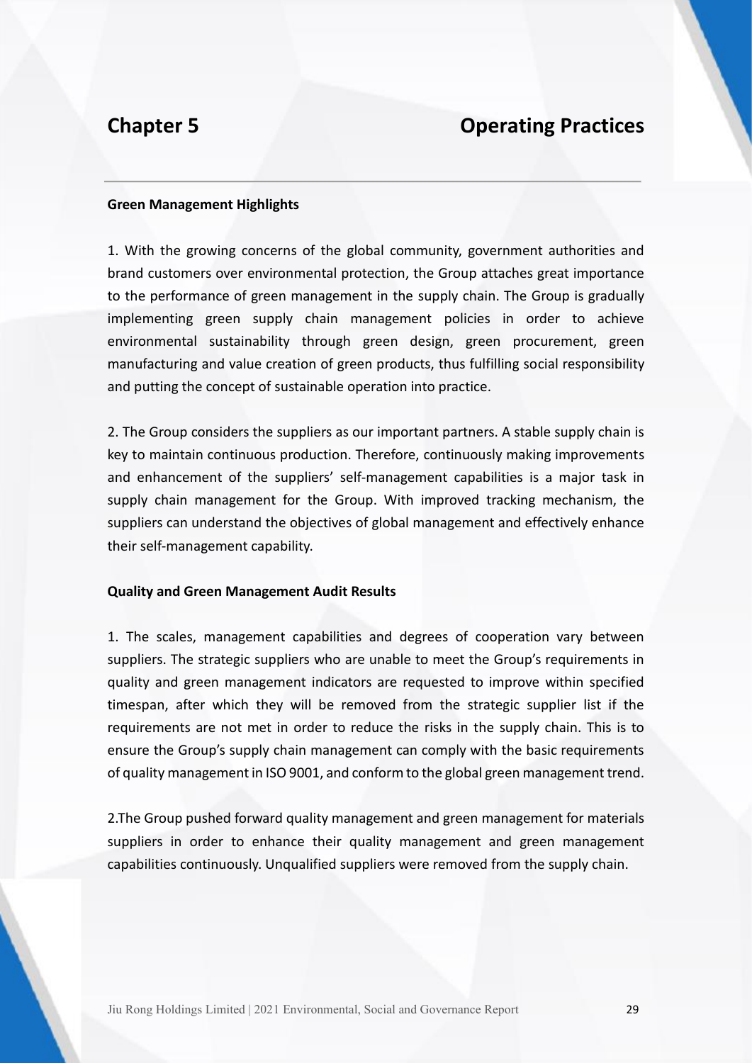# Chapter 5 Operating Practices

**Green Management Highlights**

1. With the growing concerns of the global community, government authorities and brand customers over environmental protection, the Group attaches great importance to the performance of green management in the supply chain. The Group is gradually implementing green supply chain management policies in order to achieve environmental sustainability through green design, green procurement, green manufacturing and value creation of green products, thus fulfilling social responsibility and putting the concept of sustainable operation into practice.

2. The Group considers the suppliers as our important partners. A stable supply chain is key to maintain continuous production. Therefore, continuously making improvements and enhancement of the suppliers' self-management capabilities is a major task in supply chain management for the Group. With improved tracking mechanism, the suppliers can understand the objectives of global management and effectively enhance their self-management capability.

**Quality and Green Management Audit Results**

1. The scales, management capabilities and degrees of cooperation vary between suppliers. The strategic suppliers who are unable to meet the Group's requirements in quality and green management indicators are requested to improve within specified timespan, after which they will be removed from the strategic supplier list if the requirements are not met in order to reduce the risks in the supply chain. This is to ensure the Group's supply chain management can comply with the basic requirements of quality management in ISO 9001, and conform to the global green management trend.

2.The Group pushed forward quality management and green management for materials suppliers in order to enhance their quality management and green management capabilities continuously. Unqualified suppliers were removed from the supply chain.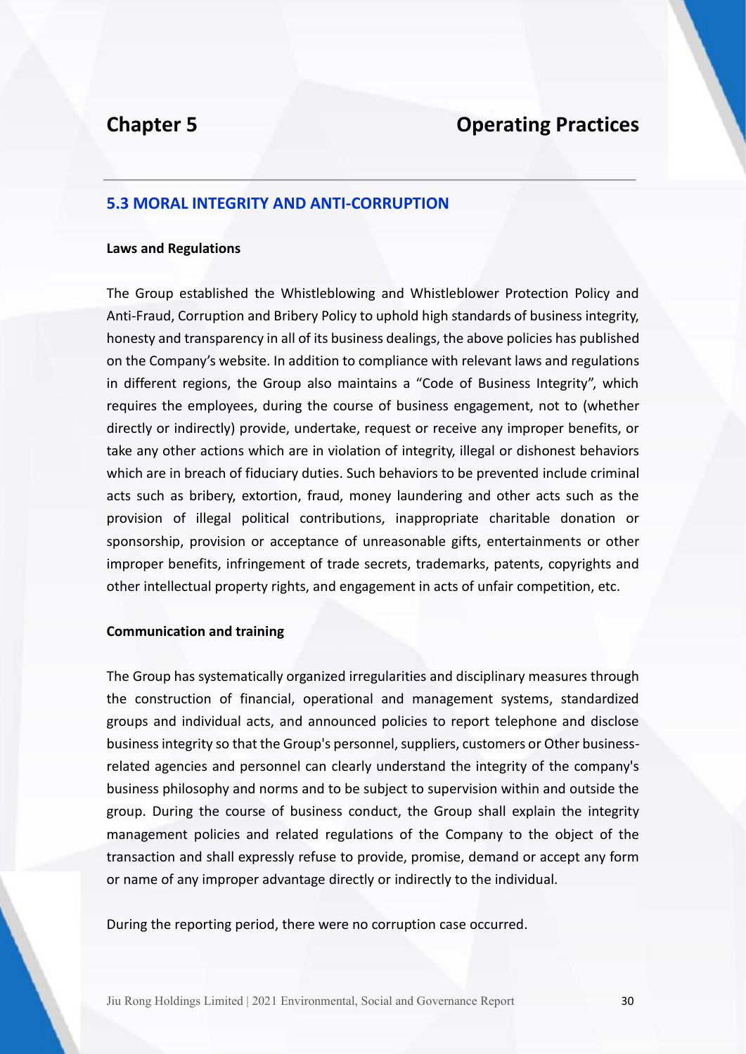# Chapter 5 Operating Practices

## 5.3 MORAL INTEGRITY AND ANTI-CORRUPTION

**Laws and Regulations**

The Group established the Whistleblowing and Whistleblower Protection Policy and Anti-Fraud, Corruption and Bribery Policy to uphold high standards of business integrity, honesty and transparency in all of its business dealings, the above policies has published on the Company's website. In addition to compliance with relevant laws and regulations in different regions, the Group also maintains a "Code of Business Integrity", which requires the employees, during the course of business engagement, not to (whether directly or indirectly) provide, undertake, request or receive any improper benefits, or take any other actions which are in violation of integrity, illegal or dishonest behaviors which are in breach of fiduciary duties. Such behaviors to be prevented include criminal acts such as bribery, extortion, fraud, money laundering and other acts such as the provision of illegal political contributions, inappropriate charitable donation or sponsorship, provision or acceptance of unreasonable gifts, entertainments or other improper benefits, infringement of trade secrets, trademarks, patents, copyrights and other intellectual property rights, and engagement in acts of unfair competition, etc.

**Communication and training**

The Group has systematically organized irregularities and disciplinary measures through the construction of financial, operational and management systems, standardized groups and individual acts, and announced policies to report telephone and disclose business integrity so that the Group's personnel, suppliers, customers or Other business-related agencies and personnel can clearly understand the integrity of the company's business philosophy and norms and to be subject to supervision within and outside the group. During the course of business conduct, the Group shall explain the integrity management policies and related regulations of the Company to the object of the transaction and shall expressly refuse to provide, promise, demand or accept any form or name of any improper advantage directly or indirectly to the individual.

During the reporting period, there were no corruption case occurred.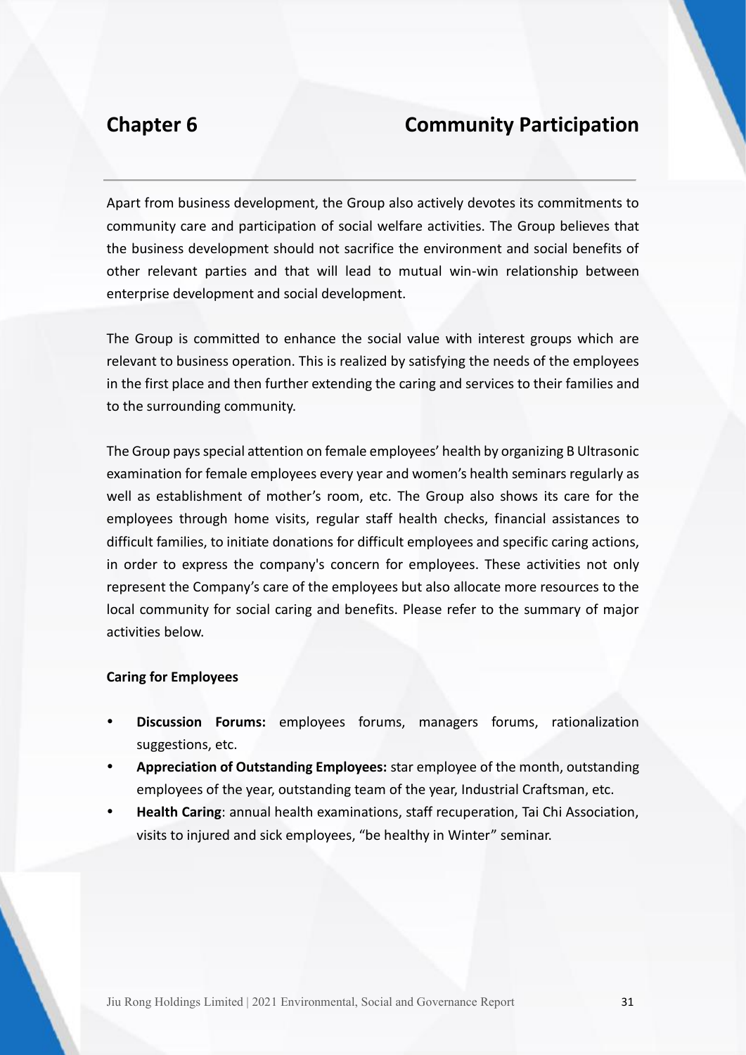# Chapter 6 Community Participation

Apart from business development, the Group also actively devotes its commitments to community care and participation of social welfare activities. The Group believes that the business development should not sacrifice the environment and social benefits of other relevant parties and that will lead to mutual win-win relationship between enterprise development and social development.

The Group is committed to enhance the social value with interest groups which are relevant to business operation. This is realized by satisfying the needs of the employees in the first place and then further extending the caring and services to their families and to the surrounding community.

The Group pays special attention on female employees' health by organizing B Ultrasonic examination for female employees every year and women's health seminars regularly as well as establishment of mother's room, etc. The Group also shows its care for the employees through home visits, regular staff health checks, financial assistances to difficult families, to initiate donations for difficult employees and specific caring actions, in order to express the company's concern for employees. These activities not only represent the Company's care of the employees but also allocate more resources to the local community for social caring and benefits. Please refer to the summary of major activities below.

**Caring for Employees**

- **Discussion Forums:** employees forums, managers forums, rationalization suggestions, etc.
- **Appreciation of Outstanding Employees:** star employee of the month, outstanding employees of the year, outstanding team of the year, Industrial Craftsman, etc.
- **Health Caring**: annual health examinations, staff recuperation, Tai Chi Association, visits to injured and sick employees, "be healthy in Winter" seminar.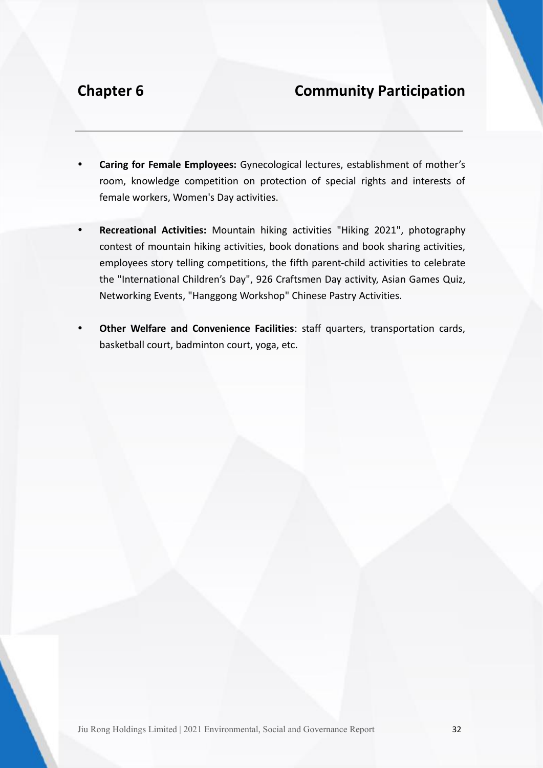# Chapter 6 Community Participation

- **Caring for Female Employees:** Gynecological lectures, establishment of mother's room, knowledge competition on protection of special rights and interests of female workers, Women's Day activities.

- **Recreational Activities:** Mountain hiking activities "Hiking 2021", photography contest of mountain hiking activities, book donations and book sharing activities, employees story telling competitions, the fifth parent-child activities to celebrate the "International Children's Day", 926 Craftsmen Day activity, Asian Games Quiz, Networking Events, "Hanggong Workshop" Chinese Pastry Activities.

- **Other Welfare and Convenience Facilities**: staff quarters, transportation cards, basketball court, badminton court, yoga, etc.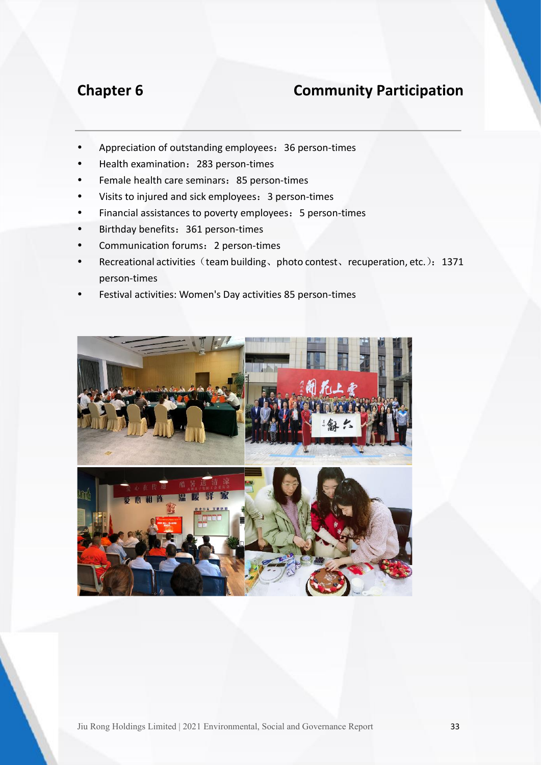# Chapter 6 Community Participation

- Appreciation of outstanding employees：36 person-times
- Health examination：283 person-times
- Female health care seminars：85 person-times
- Visits to injured and sick employees：3 person-times
- Financial assistances to poverty employees：5 person-times
- Birthday benefits：361 person-times
- Communication forums：2 person-times
- Recreational activities（team building、photo contest、recuperation, etc.）：1371 person-times
- Festival activities: Women's Day activities 85 person-times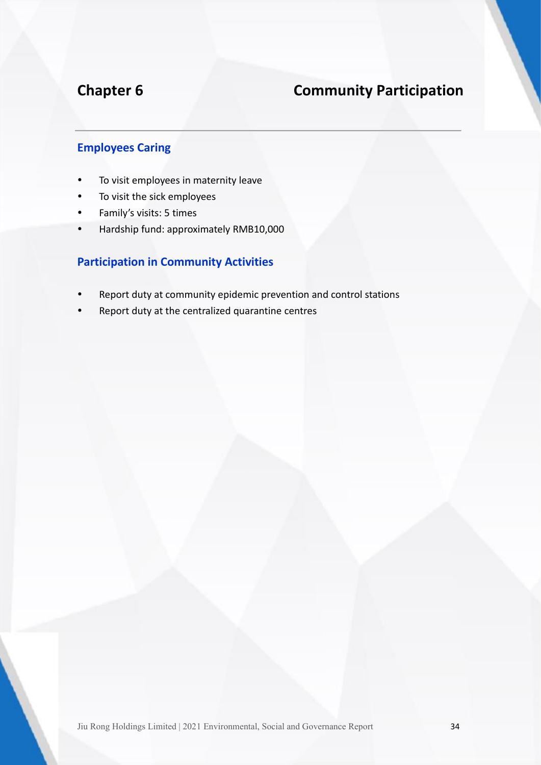# Chapter 6 Community Participation

## Employees Caring

- To visit employees in maternity leave
- To visit the sick employees
- Family's visits: 5 times
- Hardship fund: approximately RMB10,000

## Participation in Community Activities

- Report duty at community epidemic prevention and control stations
- Report duty at the centralized quarantine centres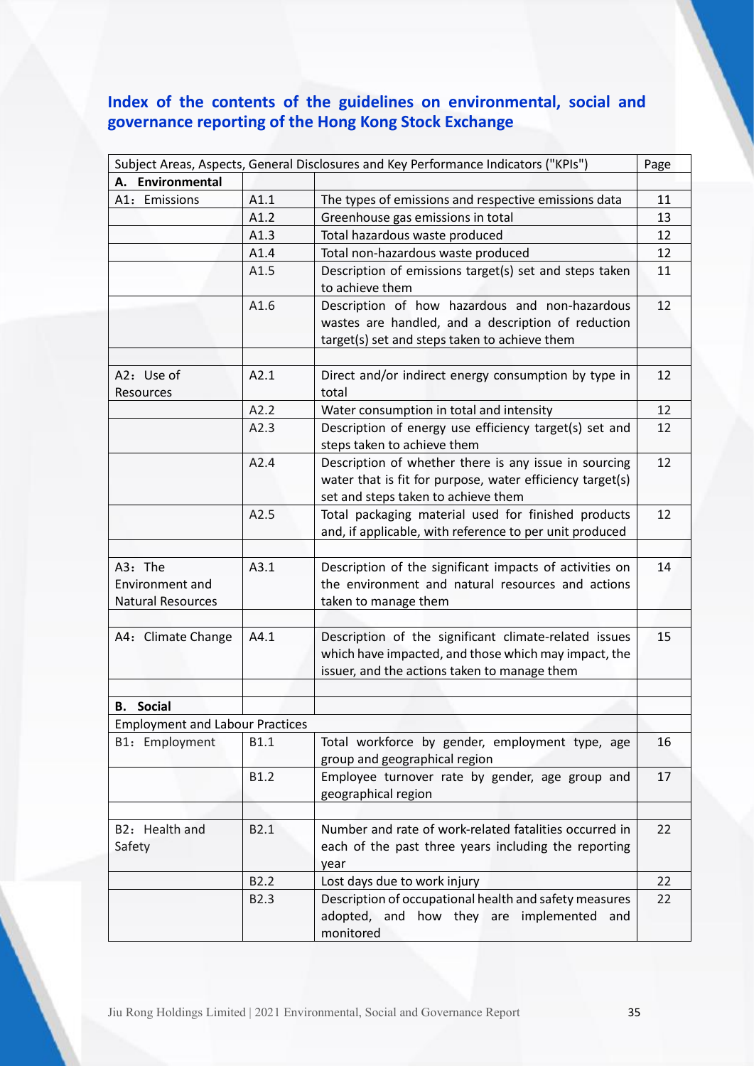## Index of the contents of the guidelines on environmental, social and governance reporting of the Hong Kong Stock Exchange

| Subject Areas, Aspects, General Disclosures and Key Performance Indicators ("KPIs") | | | Page |
|---|---|---|---|
| **A. Environmental** | | | |
| A1：Emissions | A1.1 | The types of emissions and respective emissions data | 11 |
| | A1.2 | Greenhouse gas emissions in total | 13 |
| | A1.3 | Total hazardous waste produced | 12 |
| | A1.4 | Total non-hazardous waste produced | 12 |
| | A1.5 | Description of emissions target(s) set and steps taken to achieve them | 11 |
| | A1.6 | Description of how hazardous and non-hazardous wastes are handled, and a description of reduction target(s) set and steps taken to achieve them | 12 |
| | | | |
| A2：Use of Resources | A2.1 | Direct and/or indirect energy consumption by type in total | 12 |
| | A2.2 | Water consumption in total and intensity | 12 |
| | A2.3 | Description of energy use efficiency target(s) set and steps taken to achieve them | 12 |
| | A2.4 | Description of whether there is any issue in sourcing water that is fit for purpose, water efficiency target(s) set and steps taken to achieve them | 12 |
| | A2.5 | Total packaging material used for finished products and, if applicable, with reference to per unit produced | 12 |
| | | | |
| A3：The Environment and Natural Resources | A3.1 | Description of the significant impacts of activities on the environment and natural resources and actions taken to manage them | 14 |
| | | | |
| A4：Climate Change | A4.1 | Description of the significant climate-related issues which have impacted, and those which may impact, the issuer, and the actions taken to manage them | 15 |
| | | | |
| **B. Social** | | | |
| Employment and Labour Practices | | | |
| B1：Employment | B1.1 | Total workforce by gender, employment type, age group and geographical region | 16 |
| | B1.2 | Employee turnover rate by gender, age group and geographical region | 17 |
| | | | |
| B2：Health and Safety | B2.1 | Number and rate of work-related fatalities occurred in each of the past three years including the reporting year | 22 |
| | B2.2 | Lost days due to work injury | 22 |
| | B2.3 | Description of occupational health and safety measures adopted, and how they are implemented and monitored | 22 |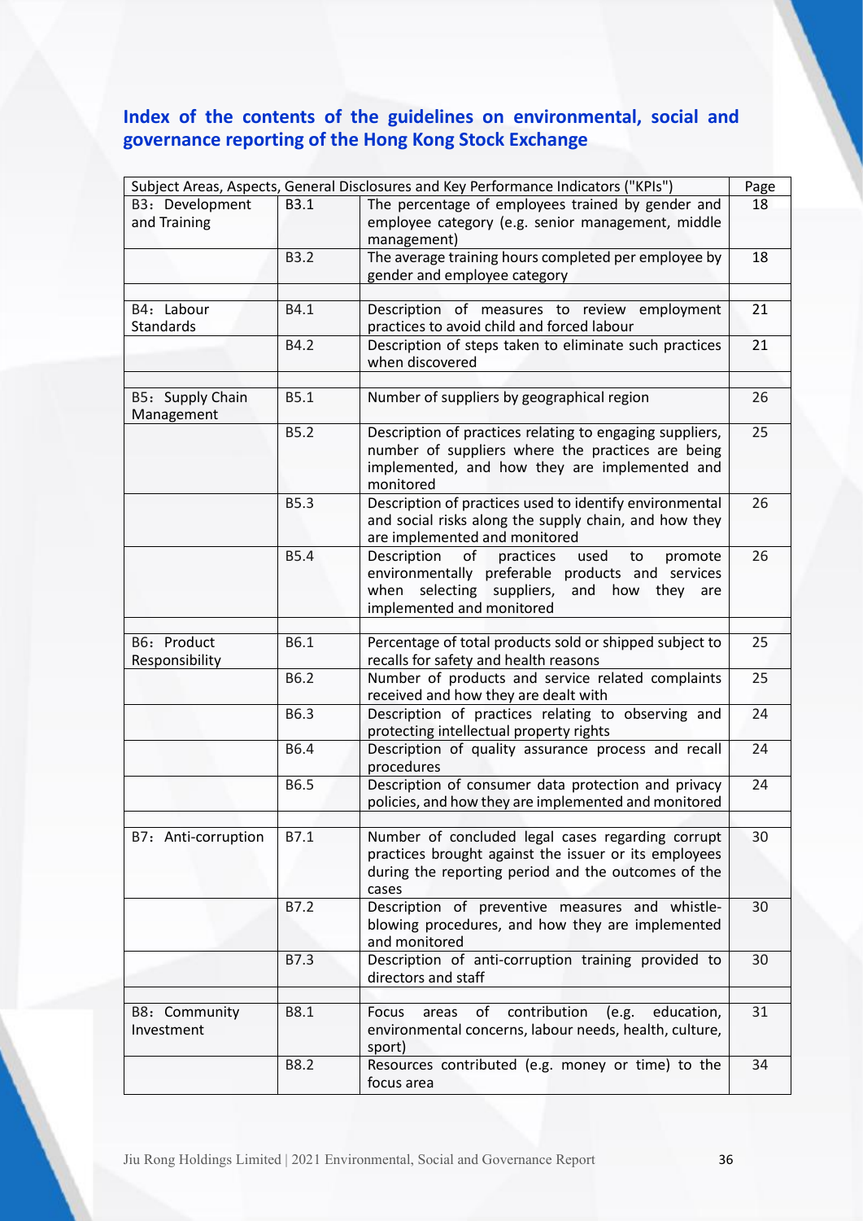## Index of the contents of the guidelines on environmental, social and governance reporting of the Hong Kong Stock Exchange

| Subject Areas, Aspects, General Disclosures and Key Performance Indicators ("KPIs") | | | Page |
|---|---|---|---|
| B3: Development and Training | B3.1 | The percentage of employees trained by gender and employee category (e.g. senior management, middle management) | 18 |
| | B3.2 | The average training hours completed per employee by gender and employee category | 18 |
| | | | |
| B4: Labour Standards | B4.1 | Description of measures to review employment practices to avoid child and forced labour | 21 |
| | B4.2 | Description of steps taken to eliminate such practices when discovered | 21 |
| | | | |
| B5: Supply Chain Management | B5.1 | Number of suppliers by geographical region | 26 |
| | B5.2 | Description of practices relating to engaging suppliers, number of suppliers where the practices are being implemented, and how they are implemented and monitored | 25 |
| | B5.3 | Description of practices used to identify environmental and social risks along the supply chain, and how they are implemented and monitored | 26 |
| | B5.4 | Description of practices used to promote environmentally preferable products and services when selecting suppliers, and how they are implemented and monitored | 26 |
| | | | |
| B6: Product Responsibility | B6.1 | Percentage of total products sold or shipped subject to recalls for safety and health reasons | 25 |
| | B6.2 | Number of products and service related complaints received and how they are dealt with | 25 |
| | B6.3 | Description of practices relating to observing and protecting intellectual property rights | 24 |
| | B6.4 | Description of quality assurance process and recall procedures | 24 |
| | B6.5 | Description of consumer data protection and privacy policies, and how they are implemented and monitored | 24 |
| | | | |
| B7: Anti-corruption | B7.1 | Number of concluded legal cases regarding corrupt practices brought against the issuer or its employees during the reporting period and the outcomes of the cases | 30 |
| | B7.2 | Description of preventive measures and whistle-blowing procedures, and how they are implemented and monitored | 30 |
| | B7.3 | Description of anti-corruption training provided to directors and staff | 30 |
| | | | |
| B8: Community Investment | B8.1 | Focus areas of contribution (e.g. education, environmental concerns, labour needs, health, culture, sport) | 31 |
| | B8.2 | Resources contributed (e.g. money or time) to the focus area | 34 |